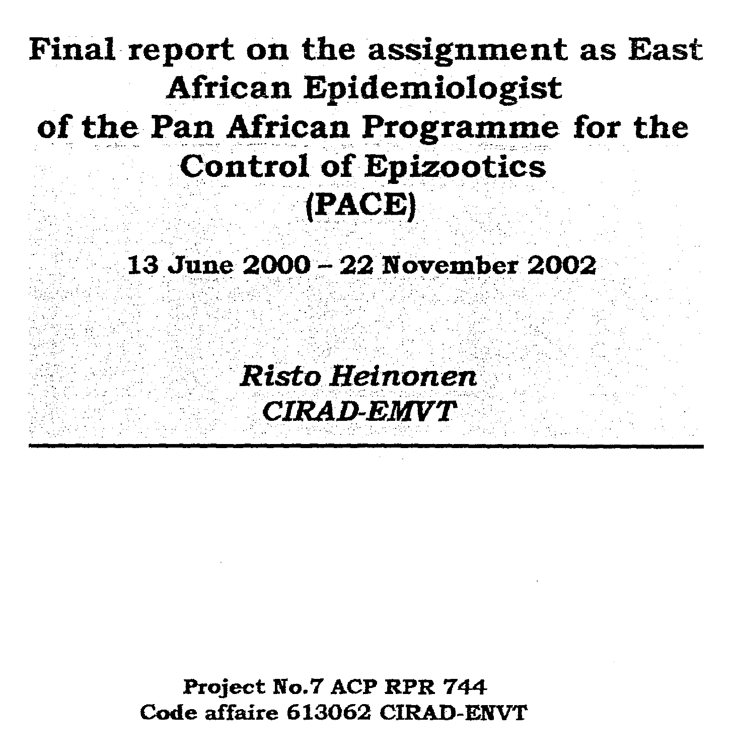# Final report on the assignment as East African Epidemiologist of the Pan African Programme for the Control of Epizootics (PACE)

**13 June 2000 – 22 November 2002**

***Risto Heinonen***

***CIRAD-EMVT***

---

**Project No.7 ACP RPR 744**

**Code affaire 613062 CIRAD-ENVT**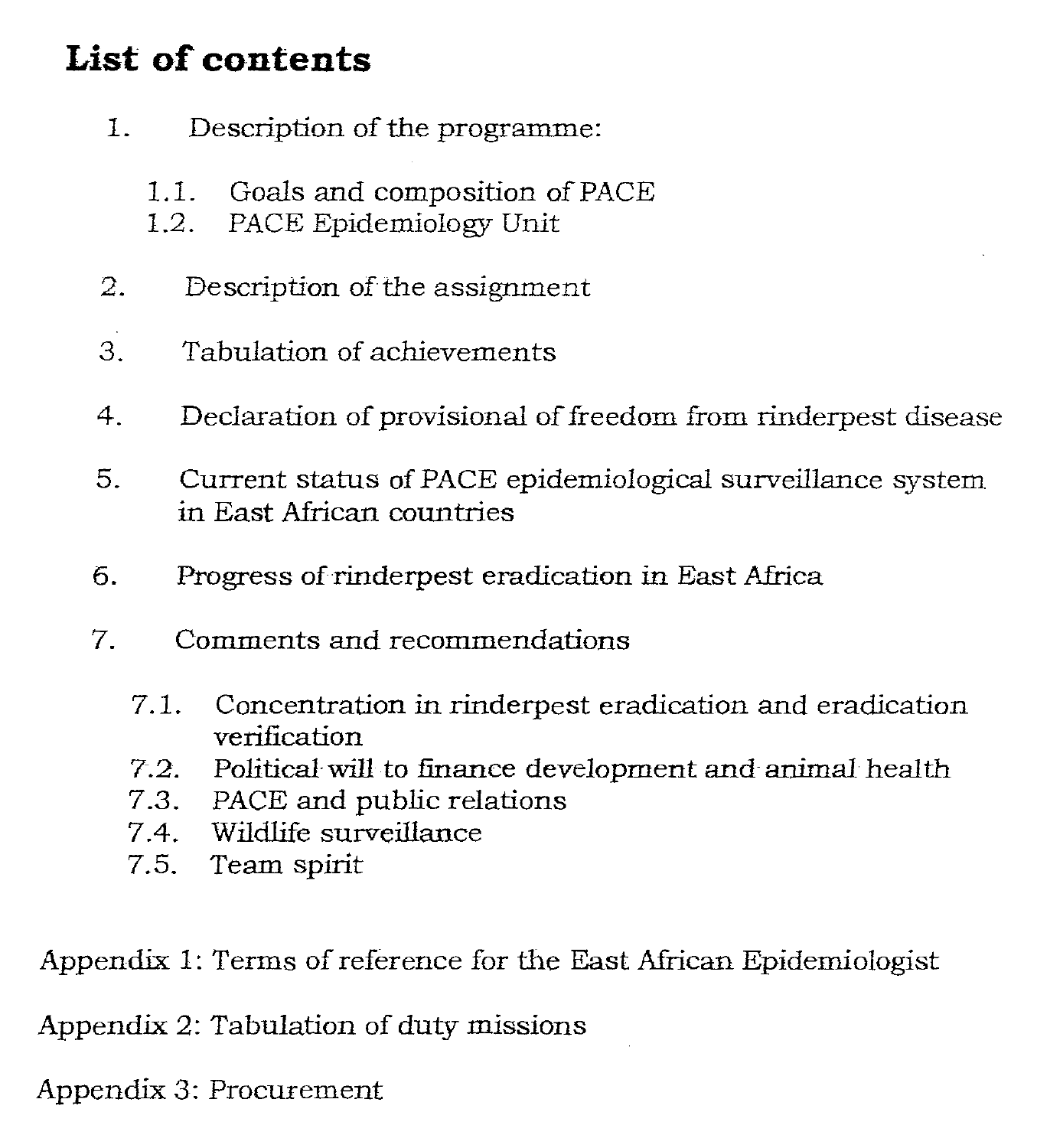# List of contents

1. Description of the programme:
   - 1.1. Goals and composition of PACE
   - 1.2. PACE Epidemiology Unit
2. Description of the assignment
3. Tabulation of achievements
4. Declaration of provisional of freedom from rinderpest disease
5. Current status of PACE epidemiological surveillance system in East African countries
6. Progress of rinderpest eradication in East Africa
7. Comments and recommendations
   - 7.1. Concentration in rinderpest eradication and eradication verification
   - 7.2. Political will to finance development and animal health
   - 7.3. PACE and public relations
   - 7.4. Wildlife surveillance
   - 7.5. Team spirit

Appendix 1: Terms of reference for the East African Epidemiologist

Appendix 2: Tabulation of duty missions

Appendix 3: Procurement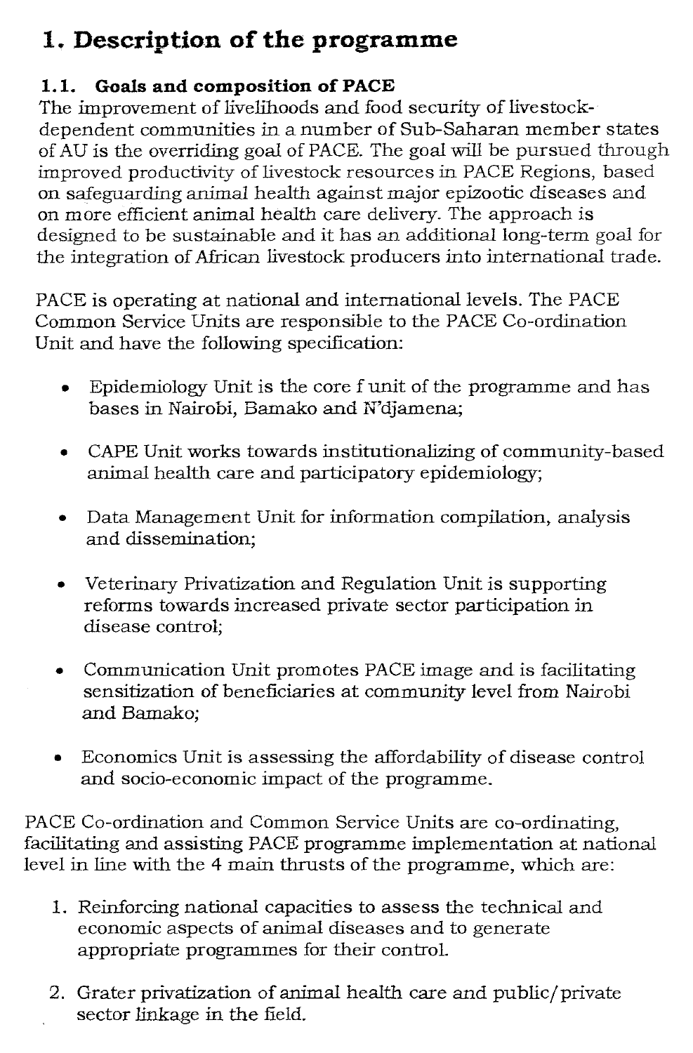# 1. Description of the programme

## 1.1. Goals and composition of PACE

The improvement of livelihoods and food security of livestock-dependent communities in a number of Sub-Saharan member states of AU is the overriding goal of PACE. The goal will be pursued through improved productivity of livestock resources in PACE Regions, based on safeguarding animal health against major epizootic diseases and on more efficient animal health care delivery. The approach is designed to be sustainable and it has an additional long-term goal for the integration of African livestock producers into international trade.

PACE is operating at national and international levels. The PACE Common Service Units are responsible to the PACE Co-ordination Unit and have the following specification:

- Epidemiology Unit is the core f unit of the programme and has bases in Nairobi, Bamako and N'djamena;
- CAPE Unit works towards institutionalizing of community-based animal health care and participatory epidemiology;
- Data Management Unit for information compilation, analysis and dissemination;
- Veterinary Privatization and Regulation Unit is supporting reforms towards increased private sector participation in disease control;
- Communication Unit promotes PACE image and is facilitating sensitization of beneficiaries at community level from Nairobi and Bamako;
- Economics Unit is assessing the affordability of disease control and socio-economic impact of the programme.

PACE Co-ordination and Common Service Units are co-ordinating, facilitating and assisting PACE programme implementation at national level in line with the 4 main thrusts of the programme, which are:

1. Reinforcing national capacities to assess the technical and economic aspects of animal diseases and to generate appropriate programmes for their control.
2. Grater privatization of animal health care and public/private sector linkage in the field.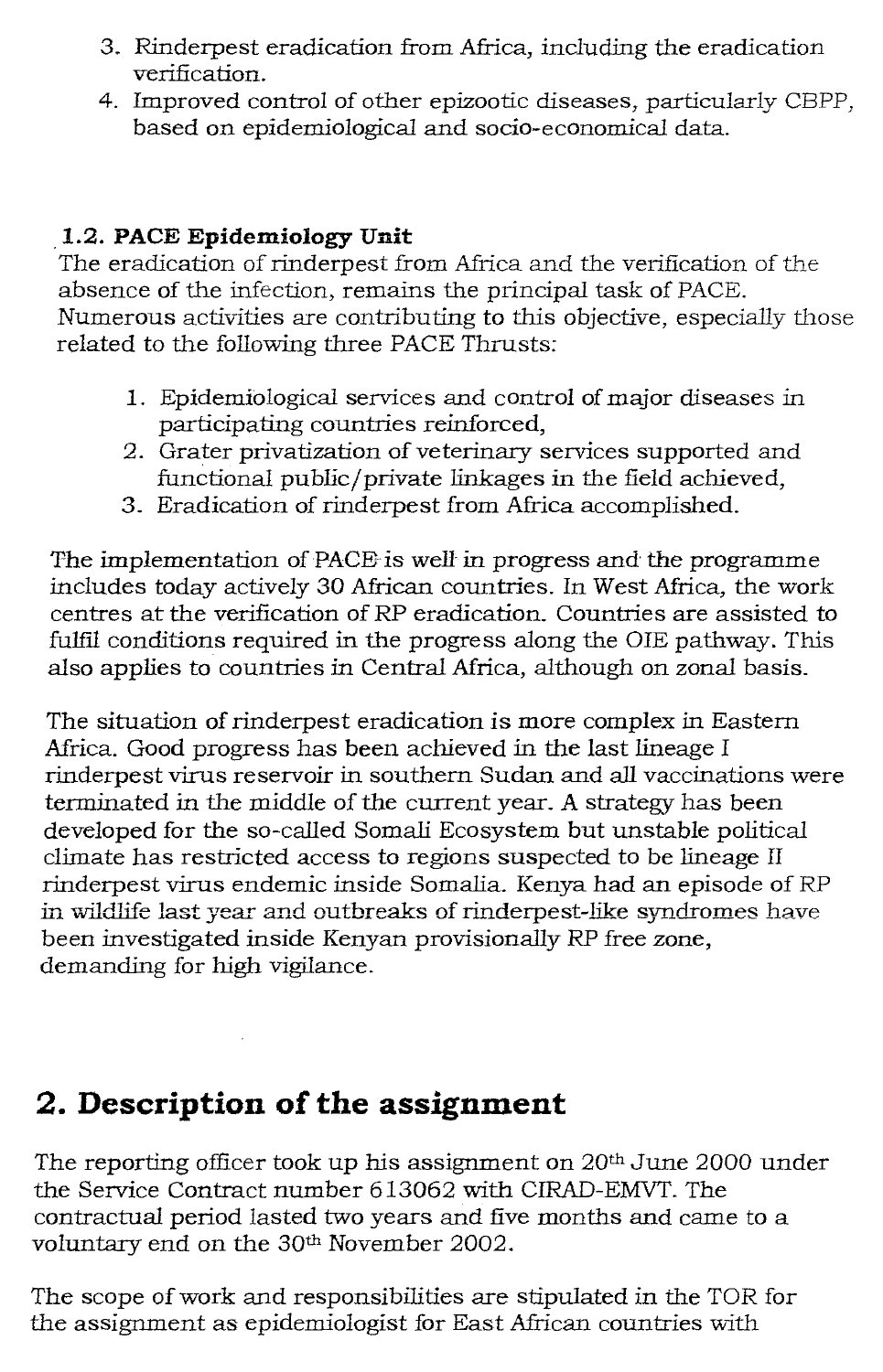3. Rinderpest eradication from Africa, including the eradication verification.
4. Improved control of other epizootic diseases, particularly CBPP, based on epidemiological and socio-economical data.

### 1.2. PACE Epidemiology Unit

The eradication of rinderpest from Africa and the verification of the absence of the infection, remains the principal task of PACE. Numerous activities are contributing to this objective, especially those related to the following three PACE Thrusts:

1. Epidemiological services and control of major diseases in participating countries reinforced,
2. Grater privatization of veterinary services supported and functional public/private linkages in the field achieved,
3. Eradication of rinderpest from Africa accomplished.

The implementation of PACE is well in progress and the programme includes today actively 30 African countries. In West Africa, the work centres at the verification of RP eradication. Countries are assisted to fulfil conditions required in the progress along the OIE pathway. This also applies to countries in Central Africa, although on zonal basis.

The situation of rinderpest eradication is more complex in Eastern Africa. Good progress has been achieved in the last lineage I rinderpest virus reservoir in southern Sudan and all vaccinations were terminated in the middle of the current year. A strategy has been developed for the so-called Somali Ecosystem but unstable political climate has restricted access to regions suspected to be lineage II rinderpest virus endemic inside Somalia. Kenya had an episode of RP in wildlife last year and outbreaks of rinderpest-like syndromes have been investigated inside Kenyan provisionally RP free zone, demanding for high vigilance.

## 2. Description of the assignment

The reporting officer took up his assignment on 20th June 2000 under the Service Contract number 613062 with CIRAD-EMVT. The contractual period lasted two years and five months and came to a voluntary end on the 30th November 2002.

The scope of work and responsibilities are stipulated in the TOR for the assignment as epidemiologist for East African countries with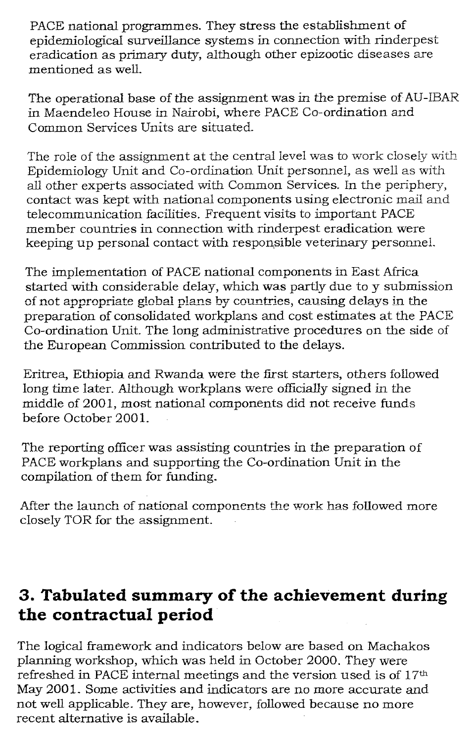PACE national programmes. They stress the establishment of epidemiological surveillance systems in connection with rinderpest eradication as primary duty, although other epizootic diseases are mentioned as well.

The operational base of the assignment was in the premise of AU-IBAR in Maendeleo House in Nairobi, where PACE Co-ordination and Common Services Units are situated.

The role of the assignment at the central level was to work closely with Epidemiology Unit and Co-ordination Unit personnel, as well as with all other experts associated with Common Services. In the periphery, contact was kept with national components using electronic mail and telecommunication facilities. Frequent visits to important PACE member countries in connection with rinderpest eradication were keeping up personal contact with responsible veterinary personnel.

The implementation of PACE national components in East Africa started with considerable delay, which was partly due to y submission of not appropriate global plans by countries, causing delays in the preparation of consolidated workplans and cost estimates at the PACE Co-ordination Unit. The long administrative procedures on the side of the European Commission contributed to the delays.

Eritrea, Ethiopia and Rwanda were the first starters, others followed long time later. Although workplans were officially signed in the middle of 2001, most national components did not receive funds before October 2001.

The reporting officer was assisting countries in the preparation of PACE workplans and supporting the Co-ordination Unit in the compilation of them for funding.

After the launch of national components the work has followed more closely TOR for the assignment.

## 3. Tabulated summary of the achievement during the contractual period

The logical framework and indicators below are based on Machakos planning workshop, which was held in October 2000. They were refreshed in PACE internal meetings and the version used is of 17th May 2001. Some activities and indicators are no more accurate and not well applicable. They are, however, followed because no more recent alternative is available.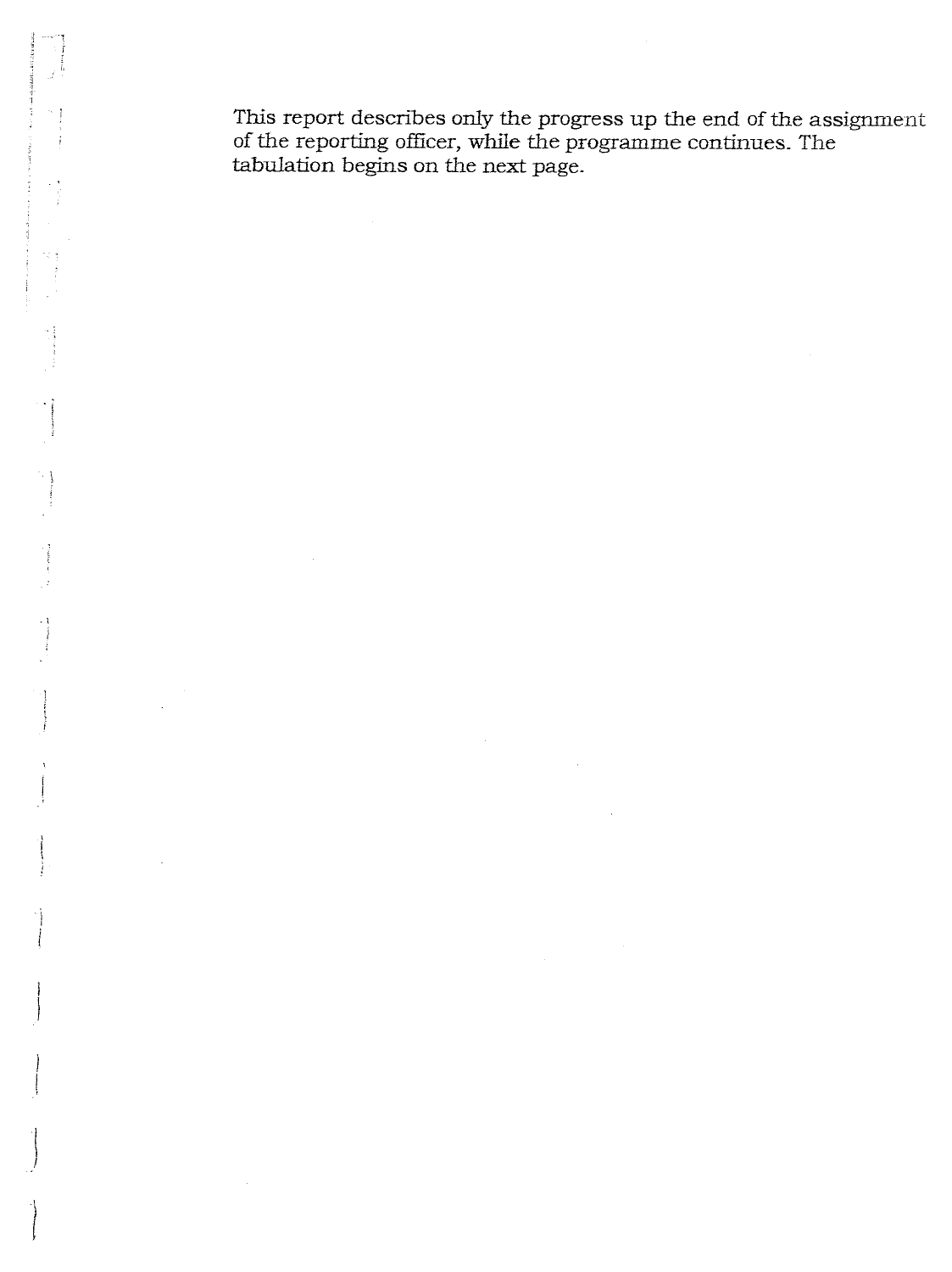This report describes only the progress up the end of the assignment of the reporting officer, while the programme continues. The tabulation begins on the next page.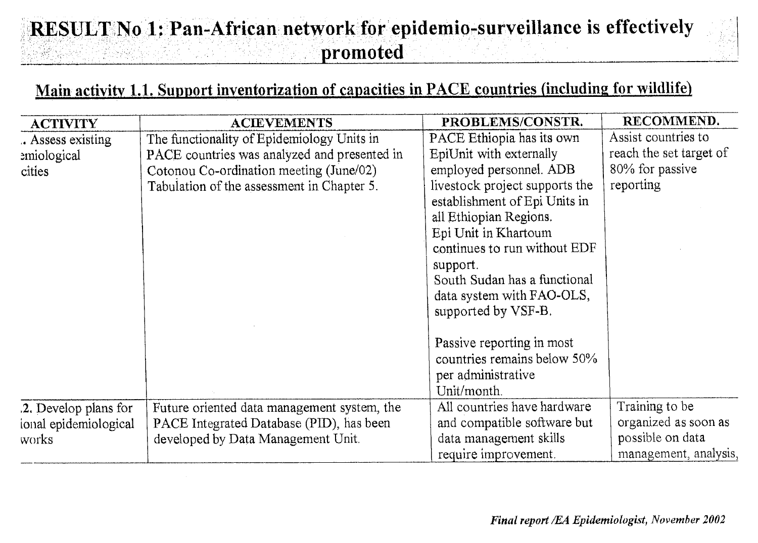# RESULT No 1: Pan-African network for epidemio-surveillance is effectively promoted

## Main activity 1.1. Support inventorization of capacities in PACE countries (including for wildlife)

| ACTIVITY | ACIEVEMENTS | PROBLEMS/CONSTR. | RECOMMEND. |
|---|---|---|---|
| .. Assess existing emiological cities | The functionality of Epidemiology Units in PACE countries was analyzed and presented in Cotonou Co-ordination meeting (June/02) Tabulation of the assessment in Chapter 5. | PACE Ethiopia has its own EpiUnit with externally employed personnel. ADB livestock project supports the establishment of Epi Units in all Ethiopian Regions. Epi Unit in Khartoum continues to run without EDF support. South Sudan has a functional data system with FAO-OLS, supported by VSF-B.<br><br>Passive reporting in most countries remains below 50% per administrative Unit/month. | Assist countries to reach the set target of 80% for passive reporting |
| .2. Develop plans for ional epidemiological works | Future oriented data management system, the PACE Integrated Database (PID), has been developed by Data Management Unit. | All countries have hardware and compatible software but data management skills require improvement. | Training to be organized as soon as possible on data management, analysis, |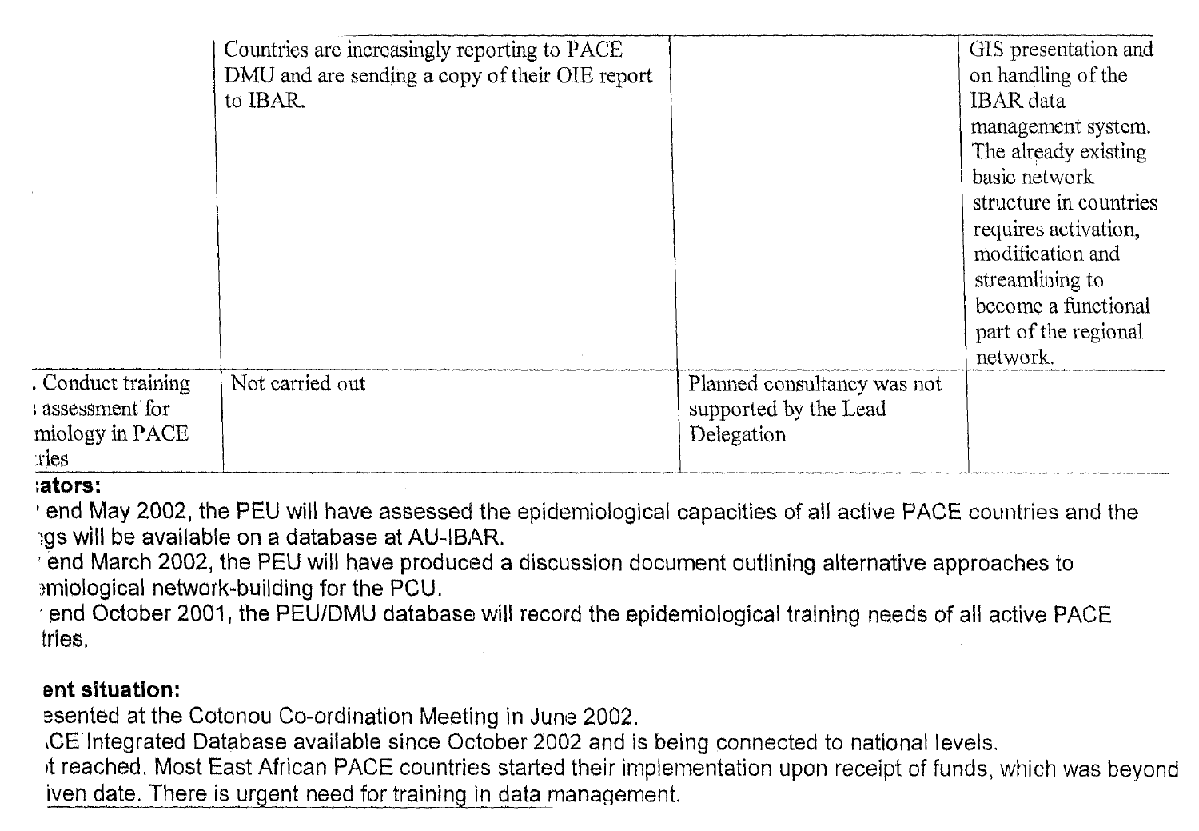| | | | |
|---|---|---|---|
| | Countries are increasingly reporting to PACE DMU and are sending a copy of their OIE report to IBAR. | | GIS presentation and on handling of the IBAR data management system. The already existing basic network structure in countries requires activation, modification and streamlining to become a functional part of the regional network. |
| . Conduct training ; assessment for miology in PACE :ries | Not carried out | Planned consultancy was not supported by the Lead Delegation | |

**;ators:**

' end May 2002, the PEU will have assessed the epidemiological capacities of all active PACE countries and the ıgs will be available on a database at AU-IBAR.

' end March 2002, the PEU will have produced a discussion document outlining alternative approaches to ›miological network-building for the PCU.

' end October 2001, the PEU/DMU database will record the epidemiological training needs of all active PACE tries.

**ent situation:**

esented at the Cotonou Co-ordination Meeting in June 2002.

ıCE Integrated Database available since October 2002 and is being connected to national levels.

ıt reached. Most East African PACE countries started their implementation upon receipt of funds, which was beyond iven date. There is urgent need for training in data management.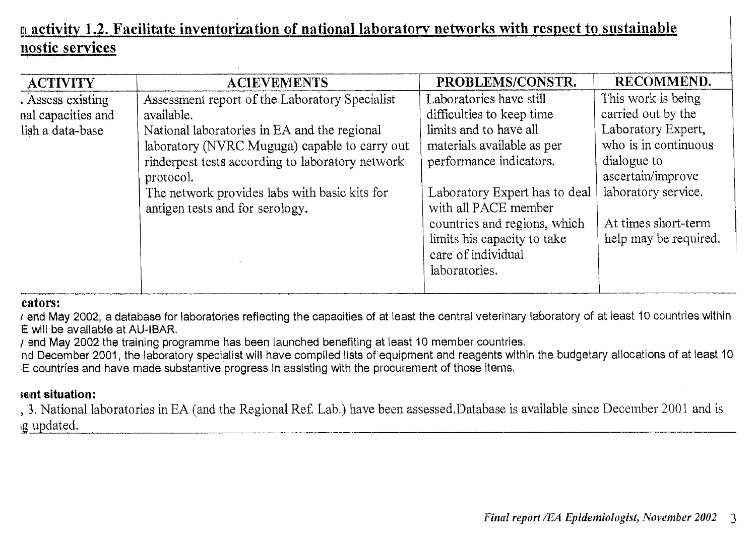## n activity 1.2. Facilitate inventorization of national laboratory networks with respect to sustainable nostic services

| ACTIVITY | ACIEVEMENTS | PROBLEMS/CONSTR. | RECOMMEND. |
|---|---|---|---|
| . Assess existing nal capacities and lish a data-base | Assessment report of the Laboratory Specialist available.<br>National laboratories in EA and the regional laboratory (NVRC Muguga) capable to carry out rinderpest tests according to laboratory network protocol.<br>The network provides labs with basic kits for antigen tests and for serology. | Laboratories have still difficulties to keep time limits and to have all materials available as per performance indicators.<br><br>Laboratory Expert has to deal with all PACE member countries and regions, which limits his capacity to take care of individual laboratories. | This work is being carried out by the Laboratory Expert, who is in continuous dialogue to ascertain/improve laboratory service.<br><br>At times short-term help may be required. |

**cators:**

/ end May 2002, a database for laboratories reflecting the capacities of at least the central veterinary laboratory of at least 10 countries within E will be available at AU-IBAR.

/ end May 2002 the training programme has been launched benefiting at least 10 member countries.

nd December 2001, the laboratory specialist will have compiled lists of equipment and reagents within the budgetary allocations of at least 10 E countries and have made substantive progress in assisting with the procurement of those items.

**sent situation:**

, 3. National laboratories in EA (and the Regional Ref. Lab.) have been assessed. Database is available since December 2001 and is g updated.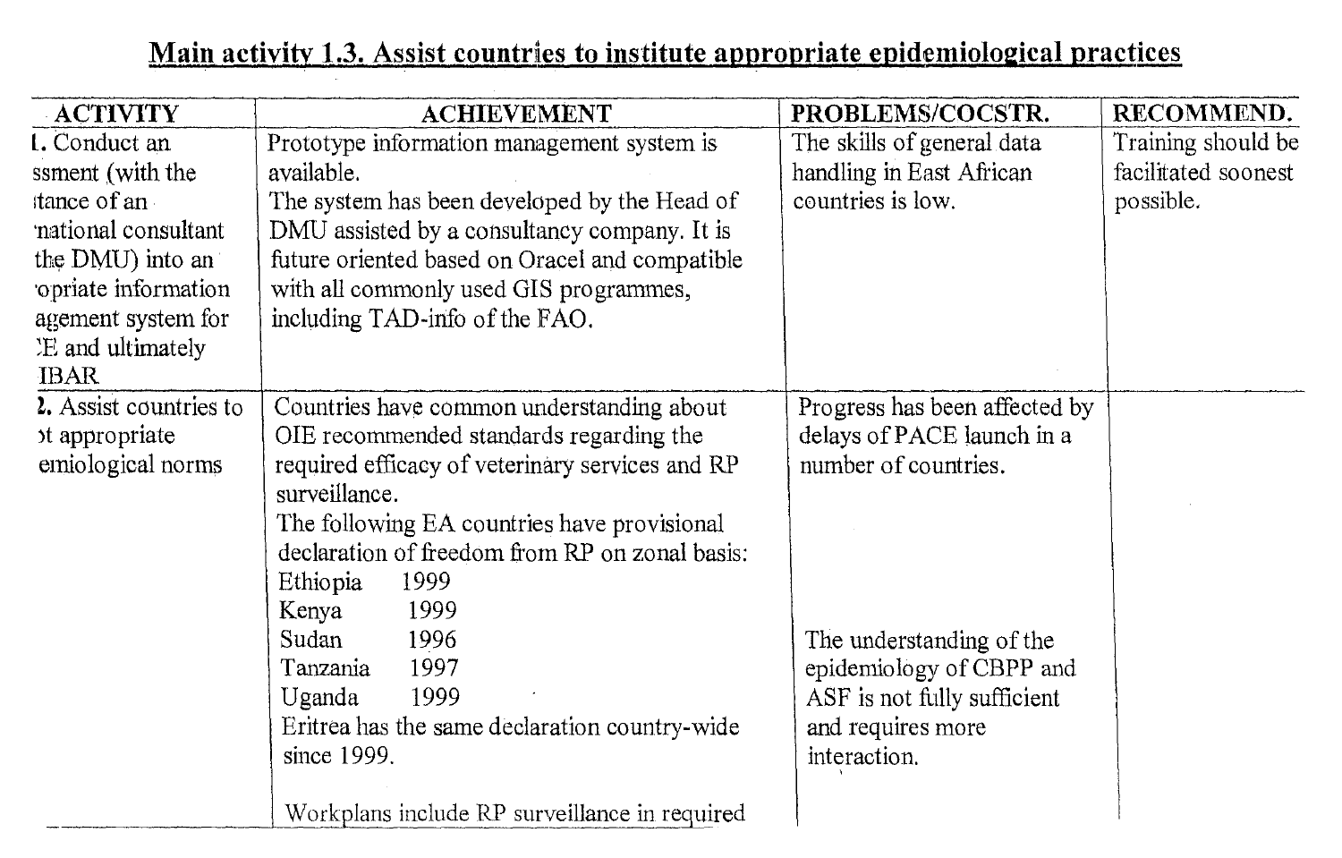## Main activity 1.3. Assist countries to institute appropriate epidemiological practices

| ACTIVITY | ACHIEVEMENT | PROBLEMS/COCSTR. | RECOMMEND. |
|---|---|---|---|
| 1. Conduct an ssment (with the ıtance of an 'national consultant the DMU) into an 'opriate information agement system for :E and ultimately IBAR | Prototype information management system is available.<br>The system has been developed by the Head of DMU assisted by a consultancy company. It is future oriented based on Oracel and compatible with all commonly used GIS programmes, including TAD-info of the FAO. | The skills of general data handling in East African countries is low. | Training should be facilitated soonest possible. |
| 2. Assist countries to ɔt appropriate emiological norms | Countries have common understanding about OIE recommended standards regarding the required efficacy of veterinary services and RP surveillance.<br>The following EA countries have provisional declaration of freedom from RP on zonal basis:<br>Ethiopia 1999<br>Kenya 1999<br>Sudan 1996<br>Tanzania 1997<br>Uganda 1999<br>Eritrea has the same declaration country-wide since 1999.<br><br>Workplans include RP surveillance in required | Progress has been affected by delays of PACE launch in a number of countries.<br><br>The understanding of the epidemiology of CBPP and ASF is not fully sufficient and requires more interaction. | |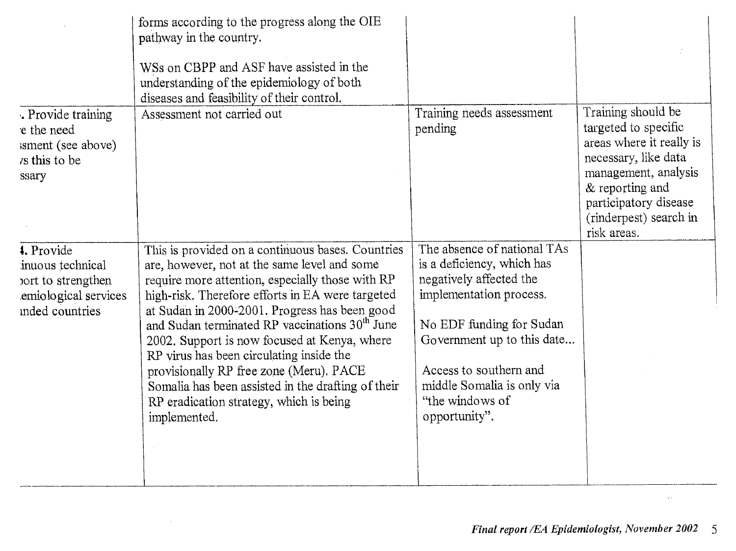| | | | |
|---|---|---|---|
| | forms according to the progress along the OIE pathway in the country.<br><br>WSs on CBPP and ASF have assisted in the understanding of the epidemiology of both diseases and feasibility of their control. | | |
| . Provide training e the need ssment (see above) s this to be ssary | Assessment not carried out | Training needs assessment pending | Training should be targeted to specific areas where it really is necessary, like data management, analysis & reporting and participatory disease (rinderpest) search in risk areas. |
| 4. Provide inuous technical ort to strengthen emiological services nded countries | This is provided on a continuous bases. Countries are, however, not at the same level and some require more attention, especially those with RP high-risk. Therefore efforts in EA were targeted at Sudan in 2000-2001. Progress has been good and Sudan terminated RP vaccinations 30th June 2002. Support is now focused at Kenya, where RP virus has been circulating inside the provisionally RP free zone (Meru). PACE Somalia has been assisted in the drafting of their RP eradication strategy, which is being implemented. | The absence of national TAs is a deficiency, which has negatively affected the implementation process.<br><br>No EDF funding for Sudan Government up to this date...<br><br>Access to southern and middle Somalia is only via "the windows of opportunity". | |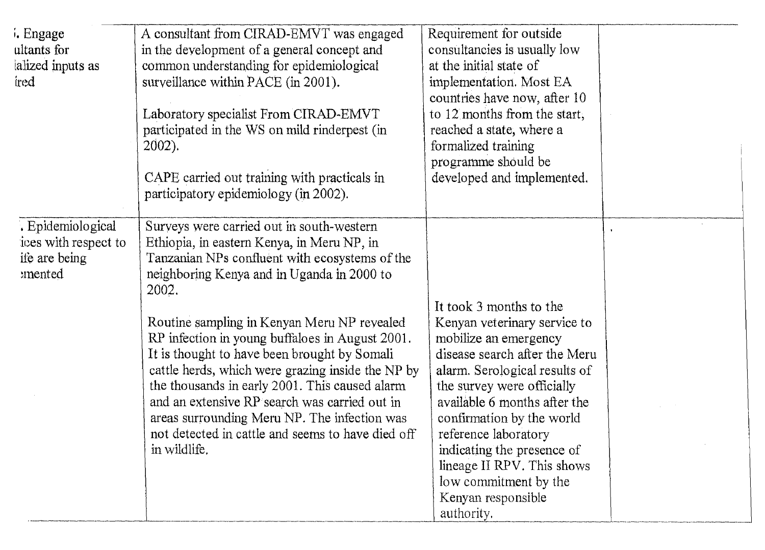| | | | |
|---|---|---|---|
| ,. Engage ultants for ialized inputs as ired | A consultant from CIRAD-EMVT was engaged in the development of a general concept and common understanding for epidemiological surveillance within PACE (in 2001).<br><br>Laboratory specialist From CIRAD-EMVT participated in the WS on mild rinderpest (in 2002).<br><br>CAPE carried out training with practicals in participatory epidemiology (in 2002). | Requirement for outside consultancies is usually low at the initial state of implementation. Most EA countries have now, after 10 to 12 months from the start, reached a state, where a formalized training programme should be developed and implemented. | |
| . Epidemiological ices with respect to ife are being :mented | Surveys were carried out in south-western Ethiopia, in eastern Kenya, in Meru NP, in Tanzanian NPs confluent with ecosystems of the neighboring Kenya and in Uganda in 2000 to 2002.<br><br>Routine sampling in Kenyan Meru NP revealed RP infection in young buffaloes in August 2001. It is thought to have been brought by Somali cattle herds, which were grazing inside the NP by the thousands in early 2001. This caused alarm and an extensive RP search was carried out in areas surrounding Meru NP. The infection was not detected in cattle and seems to have died off in wildlife. | It took 3 months to the Kenyan veterinary service to mobilize an emergency disease search after the Meru alarm. Serological results of the survey were officially available 6 months after the confirmation by the world reference laboratory indicating the presence of lineage II RPV. This shows low commitment by the Kenyan responsible authority. | |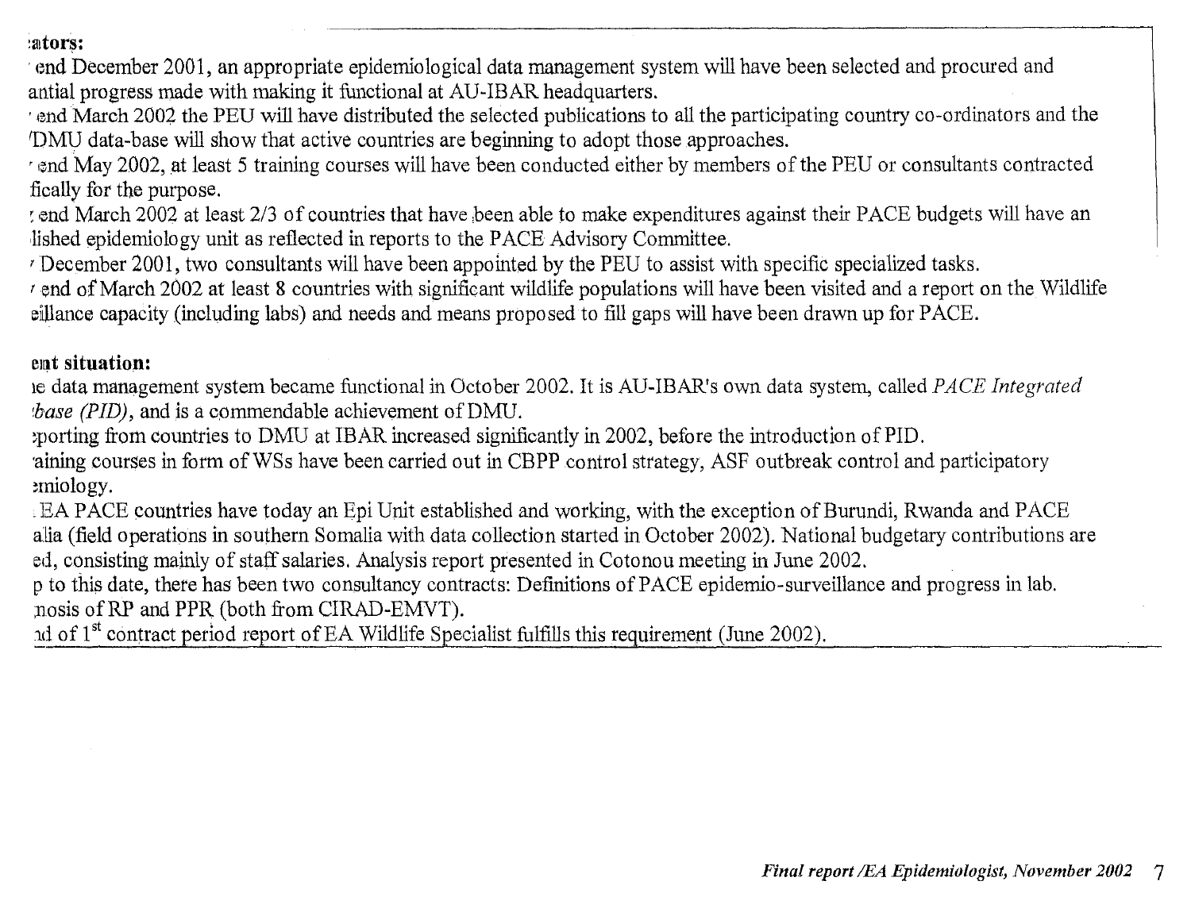**:ators:**

' end December 2001, an appropriate epidemiological data management system will have been selected and procured and antial progress made with making it functional at AU-IBAR headquarters.

' end March 2002 the PEU will have distributed the selected publications to all the participating country co-ordinators and the 'DMU data-base will show that active countries are beginning to adopt those approaches.

' end May 2002, at least 5 training courses will have been conducted either by members of the PEU or consultants contracted fically for the purpose.

; end March 2002 at least 2/3 of countries that have been able to make expenditures against their PACE budgets will have an lished epidemiology unit as reflected in reports to the PACE Advisory Committee.

' December 2001, two consultants will have been appointed by the PEU to assist with specific specialized tasks.

' end of March 2002 at least 8 countries with significant wildlife populations will have been visited and a report on the Wildlife eillance capacity (including labs) and needs and means proposed to fill gaps will have been drawn up for PACE.

**ent situation:**

ıe data management system became functional in October 2002. It is AU-IBAR's own data system, called *PACE Integrated 'base (PID)*, and is a commendable achievement of DMU.

:porting from countries to DMU at IBAR increased significantly in 2002, before the introduction of PID.

'aining courses in form of WSs have been carried out in CBPP control strategy, ASF outbreak control and participatory :miology.

. EA PACE countries have today an Epi Unit established and working, with the exception of Burundi, Rwanda and PACE alia (field operations in southern Somalia with data collection started in October 2002). National budgetary contributions are ed, consisting mainly of staff salaries. Analysis report presented in Cotonou meeting in June 2002.

p to this date, there has been two consultancy contracts: Definitions of PACE epidemio-surveillance and progress in lab. nosis of RP and PPR (both from CIRAD-EMVT).

ıd of 1st contract period report of EA Wildlife Specialist fulfills this requirement (June 2002).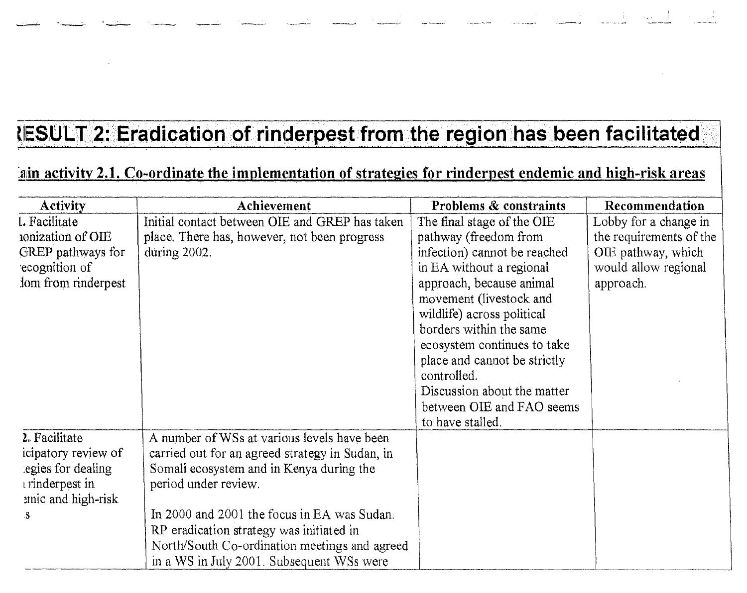# ꞮESULT 2: Eradication of rinderpest from the region has been facilitated

## ain activity 2.1. Co-ordinate the implementation of strategies for rinderpest endemic and high-risk areas

| Activity | Achievement | Problems & constraints | Recommendation |
|---|---|---|---|
| 1. Facilitate ıonization of OIE GREP pathways for ecognition of dom from rinderpest | Initial contact between OIE and GREP has taken place. There has, however, not been progress during 2002. | The final stage of the OIE pathway (freedom from infection) cannot be reached in EA without a regional approach, because animal movement (livestock and wildlife) across political borders within the same ecosystem continues to take place and cannot be strictly controlled.<br>Discussion about the matter between OIE and FAO seems to have stalled. | Lobby for a change in the requirements of the OIE pathway, which would allow regional approach. |
| 2. Facilitate icipatory review of egies for dealing ı rinderpest in emic and high-risk s | A number of WSs at various levels have been carried out for an agreed strategy in Sudan, in Somali ecosystem and in Kenya during the period under review.<br><br>In 2000 and 2001 the focus in EA was Sudan. RP eradication strategy was initiated in North/South Co-ordination meetings and agreed in a WS in July 2001. Subsequent WSs were | | |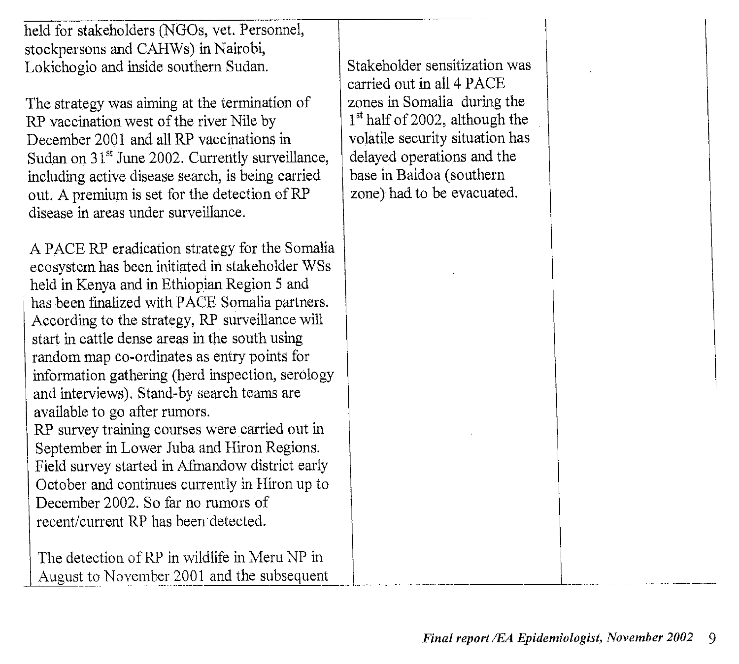| | | | |
|---|---|---|---|
| held for stakeholders (NGOs, vet. Personnel, stockpersons and CAHWs) in Nairobi, Lokichogio and inside southern Sudan.<br><br>The strategy was aiming at the termination of RP vaccination west of the river Nile by December 2001 and all RP vaccinations in Sudan on 31st June 2002. Currently surveillance, including active disease search, is being carried out. A premium is set for the detection of RP disease in areas under surveillance.<br><br>A PACE RP eradication strategy for the Somalia ecosystem has been initiated in stakeholder WSs held in Kenya and in Ethiopian Region 5 and has been finalized with PACE Somalia partners. According to the strategy, RP surveillance will start in cattle dense areas in the south using random map co-ordinates as entry points for information gathering (herd inspection, serology and interviews). Stand-by search teams are available to go after rumors.<br>RP survey training courses were carried out in September in Lower Juba and Hiron Regions. Field survey started in Afmandow district early October and continues currently in Hiron up to December 2002. So far no rumors of recent/current RP has been detected.<br><br>The detection of RP in wildlife in Meru NP in August to November 2001 and the subsequent | Stakeholder sensitization was carried out in all 4 PACE zones in Somalia during the 1st half of 2002, although the volatile security situation has delayed operations and the base in Baidoa (southern zone) had to be evacuated. | | |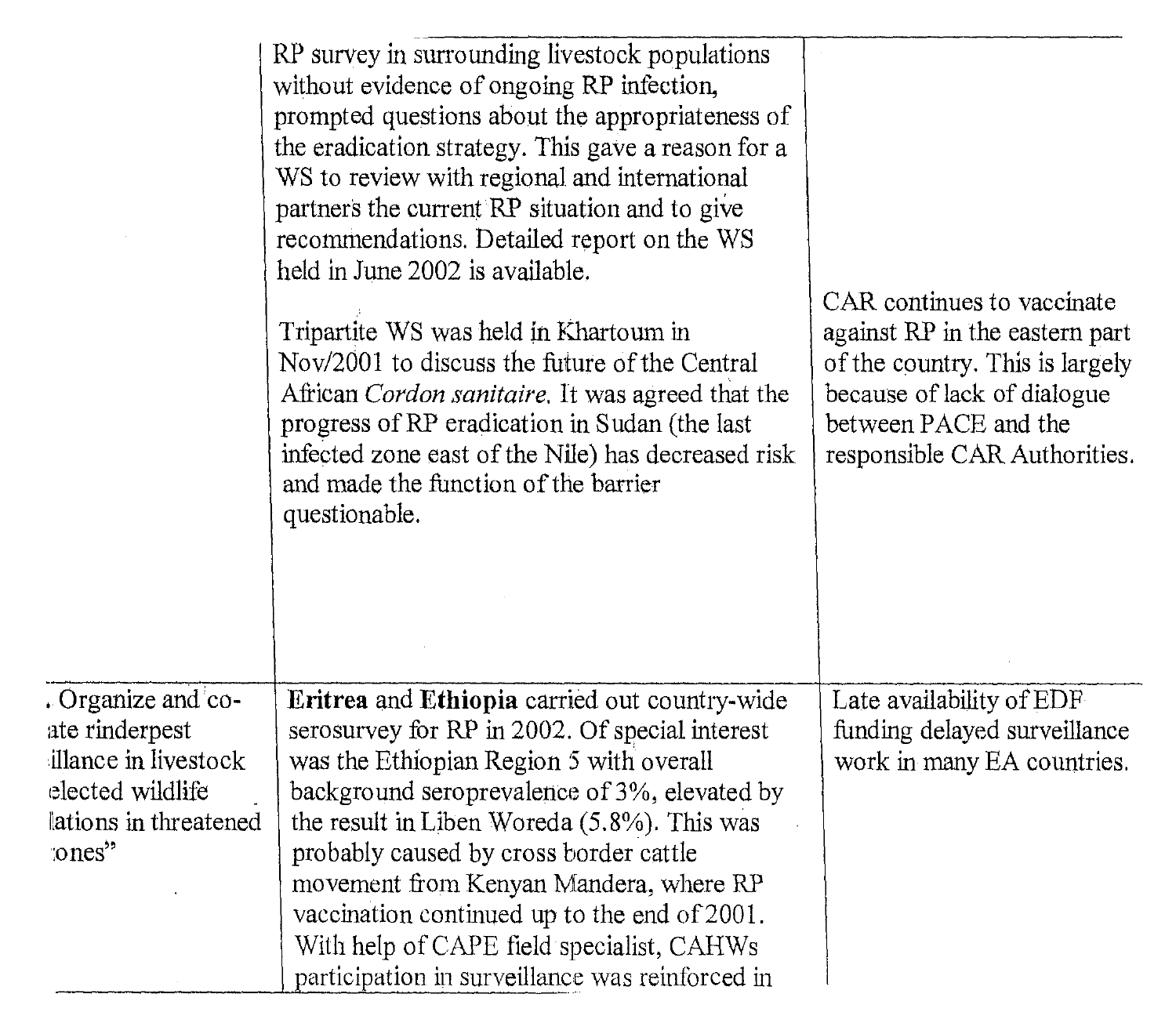| | | |
|---|---|---|
| | RP survey in surrounding livestock populations without evidence of ongoing RP infection, prompted questions about the appropriateness of the eradication strategy. This gave a reason for a WS to review with regional and international partners the current RP situation and to give recommendations. Detailed report on the WS held in June 2002 is available.<br><br>Tripartite WS was held in Khartoum in Nov/2001 to discuss the future of the Central African *Cordon sanitaire*. It was agreed that the progress of RP eradication in Sudan (the last infected zone east of the Nile) has decreased risk and made the function of the barrier questionable. | CAR continues to vaccinate against RP in the eastern part of the country. This is largely because of lack of dialogue between PACE and the responsible CAR Authorities. |
| . Organize and co-ate rinderpest illance in livestock elected wildlife lations in threatened ones" | **Eritrea** and **Ethiopia** carried out country-wide serosurvey for RP in 2002. Of special interest was the Ethiopian Region 5 with overall background seroprevalence of 3%, elevated by the result in Liben Woreda (5.8%). This was probably caused by cross border cattle movement from Kenyan Mandera, where RP vaccination continued up to the end of 2001. With help of CAPE field specialist, CAHWs participation in surveillance was reinforced in | Late availability of EDF funding delayed surveillance work in many EA countries. |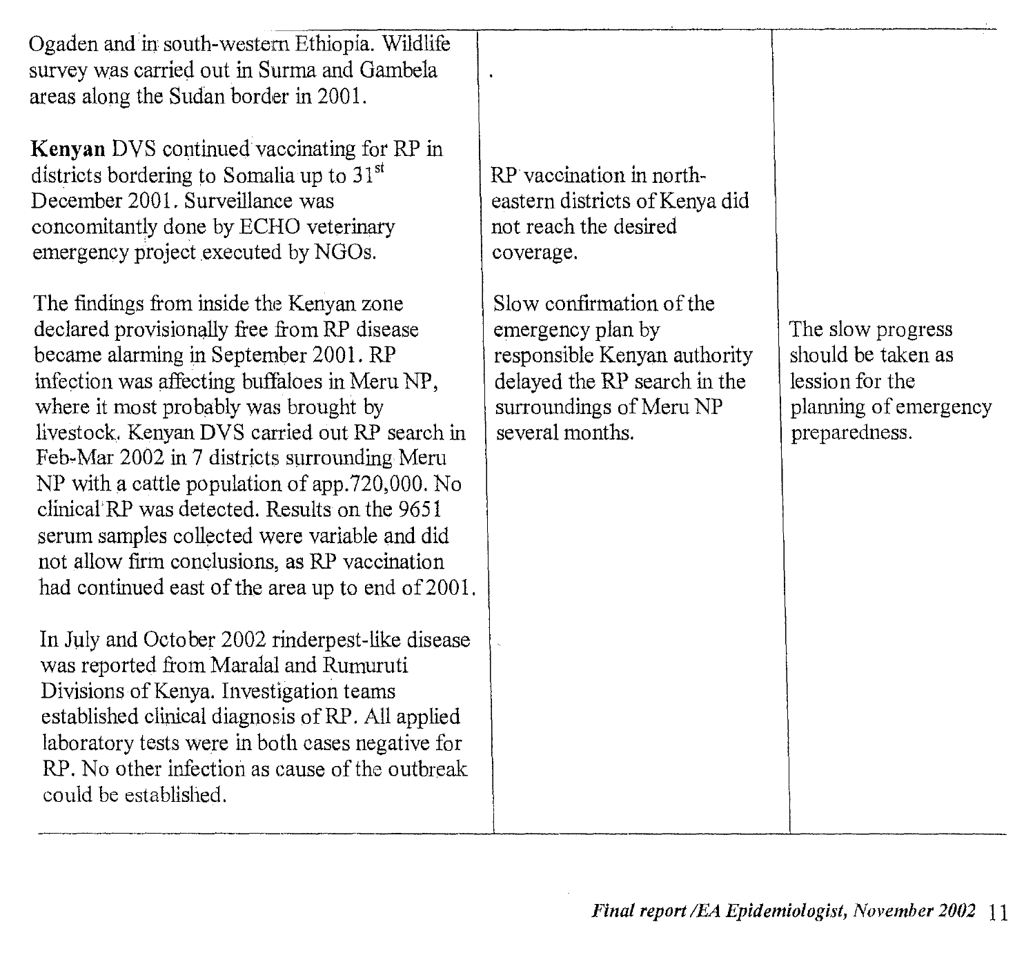| | | |
|---|---|---|
| Ogaden and in south-western Ethiopia. Wildlife survey was carried out in Surma and Gambela areas along the Sudan border in 2001. | . | |
| **Kenyan** DVS continued vaccinating for RP in districts bordering to Somalia up to 31st December 2001. Surveillance was concomitantly done by ECHO veterinary emergency project executed by NGOs. | RP vaccination in north-eastern districts of Kenya did not reach the desired coverage. | |
| The findings from inside the Kenyan zone declared provisionally free from RP disease became alarming in September 2001. RP infection was affecting buffaloes in Meru NP, where it most probably was brought by livestock. Kenyan DVS carried out RP search in Feb-Mar 2002 in 7 districts surrounding Meru NP with a cattle population of app.720,000. No clinical RP was detected. Results on the 9651 serum samples collected were variable and did not allow firm conclusions, as RP vaccination had continued east of the area up to end of 2001. | Slow confirmation of the emergency plan by responsible Kenyan authority delayed the RP search in the surroundings of Meru NP several months. | The slow progress should be taken as lession for the planning of emergency preparedness. |
| In July and October 2002 rinderpest-like disease was reported from Maralal and Rumuruti Divisions of Kenya. Investigation teams established clinical diagnosis of RP. All applied laboratory tests were in both cases negative for RP. No other infection as cause of the outbreak could be established. | | |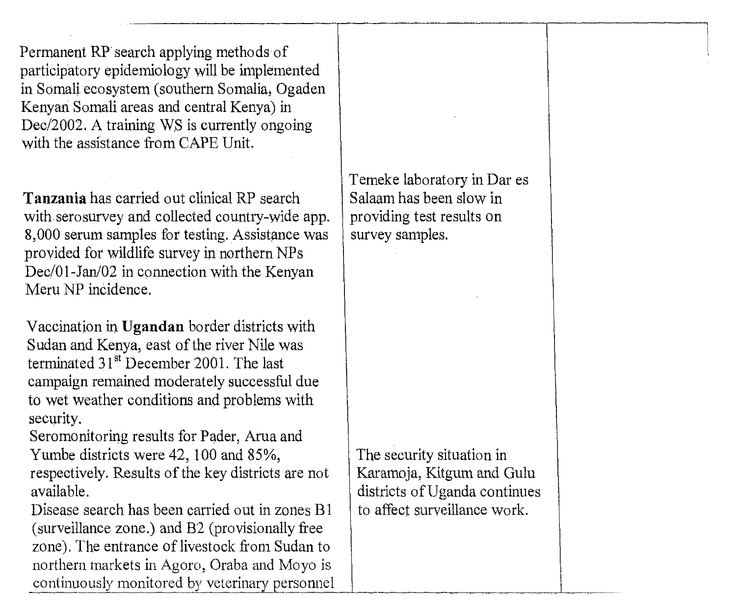| | | |
|---|---|---|
| Permanent RP search applying methods of participatory epidemiology will be implemented in Somali ecosystem (southern Somalia, Ogaden Kenyan Somali areas and central Kenya) in Dec/2002. A training WS is currently ongoing with the assistance from CAPE Unit. | | |
| **Tanzania** has carried out clinical RP search with serosurvey and collected country-wide app. 8,000 serum samples for testing. Assistance was provided for wildlife survey in northern NPs Dec/01-Jan/02 in connection with the Kenyan Meru NP incidence. | Temeke laboratory in Dar es Salaam has been slow in providing test results on survey samples. | |
| Vaccination in **Ugandan** border districts with Sudan and Kenya, east of the river Nile was terminated 31st December 2001. The last campaign remained moderately successful due to wet weather conditions and problems with security. Seromonitoring results for Pader, Arua and Yumbe districts were 42, 100 and 85%, respectively. Results of the key districts are not available. Disease search has been carried out in zones B1 (surveillance zone.) and B2 (provisionally free zone). The entrance of livestock from Sudan to northern markets in Agoro, Oraba and Moyo is continuously monitored by veterinary personnel | The security situation in Karamoja, Kitgum and Gulu districts of Uganda continues to affect surveillance work. | |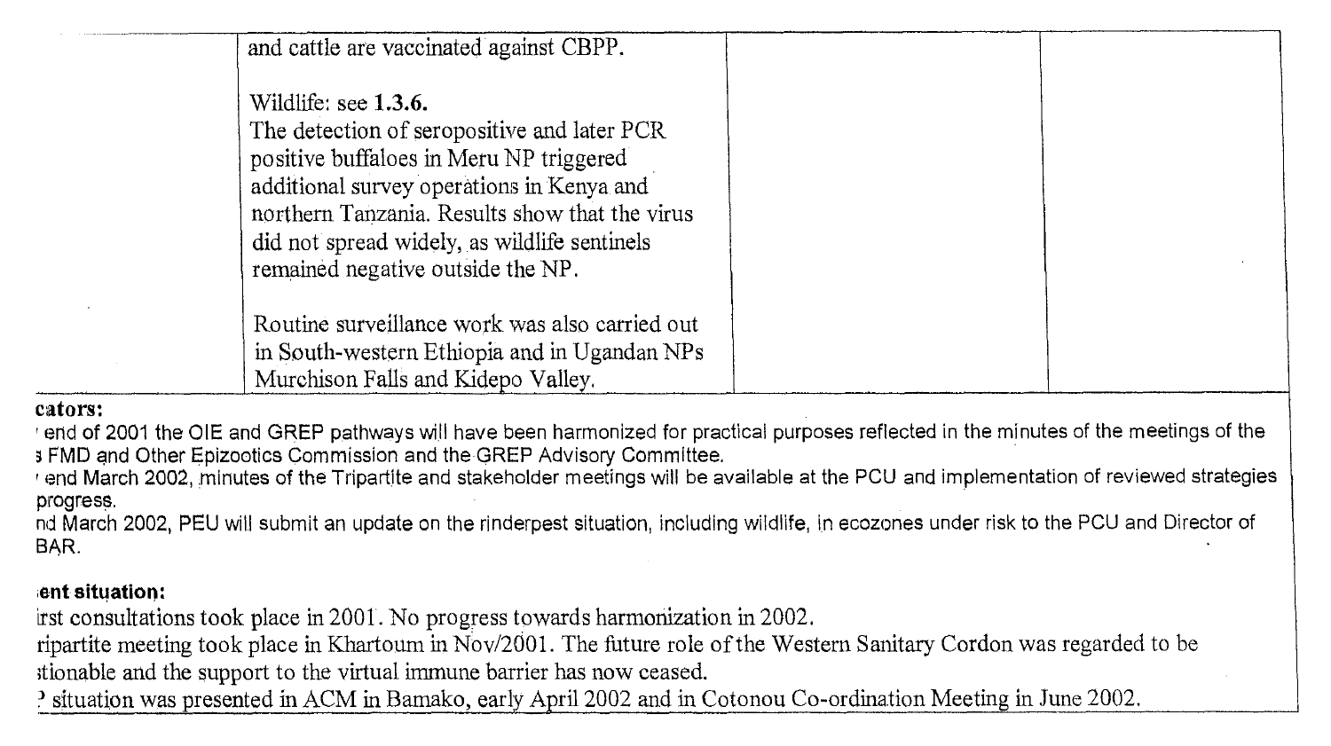| | | | |
|---|---|---|---|
| | and cattle are vaccinated against CBPP.<br><br>Wildlife: see **1.3.6.**<br>The detection of seropositive and later PCR positive buffaloes in Meru NP triggered additional survey operations in Kenya and northern Tanzania. Results show that the virus did not spread widely, as wildlife sentinels remained negative outside the NP.<br><br>Routine surveillance work was also carried out in South-western Ethiopia and in Ugandan NPs Murchison Falls and Kidepo Valley. | | |

**cators:**

' end of 2001 the OIE and GREP pathways will have been harmonized for practical purposes reflected in the minutes of the meetings of the 3 FMD and Other Epizootics Commission and the GREP Advisory Committee.

' end March 2002, minutes of the Tripartite and stakeholder meetings will be available at the PCU and implementation of reviewed strategies progress.

nd March 2002, PEU will submit an update on the rinderpest situation, including wildlife, in ecozones under risk to the PCU and Director of BAR.

**ent situation:**

irst consultations took place in 2001. No progress towards harmonization in 2002.

ripartite meeting took place in Khartoum in Nov/2001. The future role of the Western Sanitary Cordon was regarded to be stionable and the support to the virtual immune barrier has now ceased.

? situation was presented in ACM in Bamako, early April 2002 and in Cotonou Co-ordination Meeting in June 2002.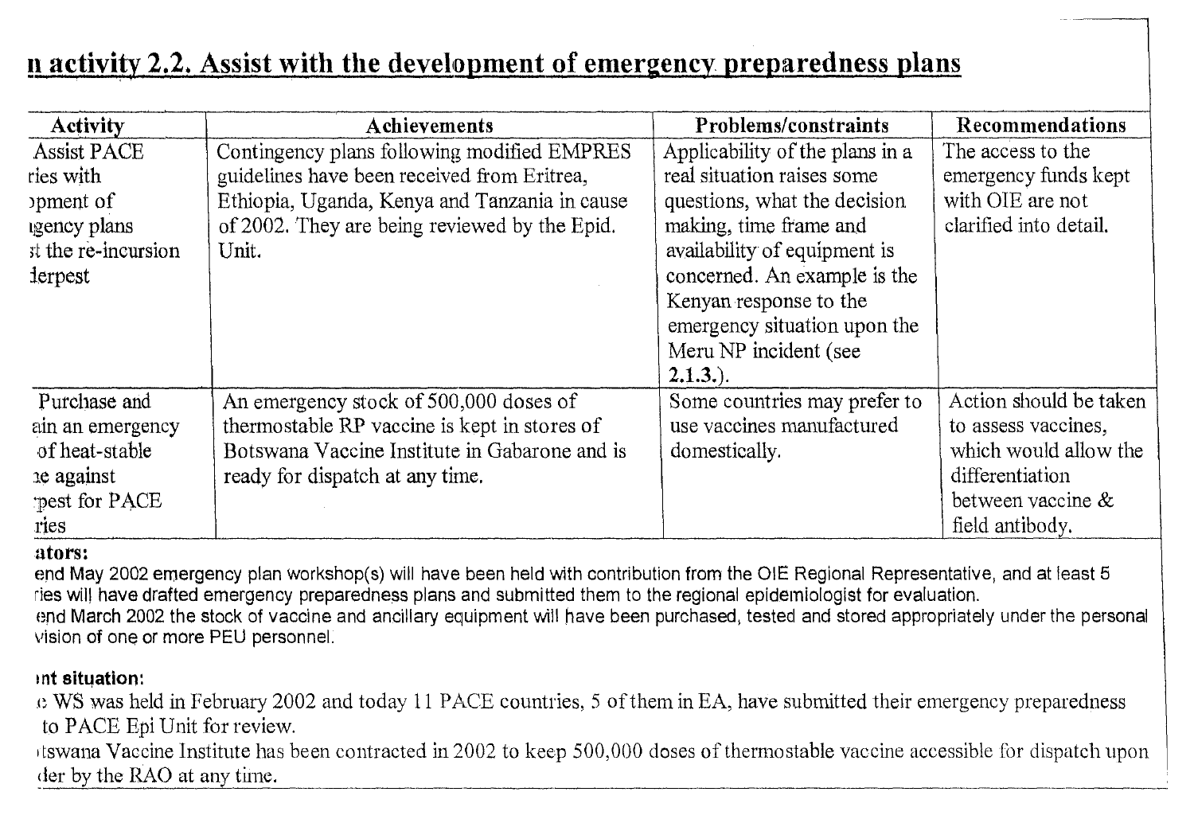## n activity 2.2. Assist with the development of emergency preparedness plans

| Activity | Achievements | Problems/constraints | Recommendations |
|---|---|---|---|
| Assist PACE ries with pment of gency plans st the re-incursion derpest | Contingency plans following modified EMPRES guidelines have been received from Eritrea, Ethiopia, Uganda, Kenya and Tanzania in cause of 2002. They are being reviewed by the Epid. Unit. | Applicability of the plans in a real situation raises some questions, what the decision making, time frame and availability of equipment is concerned. An example is the Kenyan response to the emergency situation upon the Meru NP incident (see **2.1.3.**). | The access to the emergency funds kept with OIE are not clarified into detail. |
| Purchase and ain an emergency of heat-stable ne against pest for PACE ries | An emergency stock of 500,000 doses of thermostable RP vaccine is kept in stores of Botswana Vaccine Institute in Gabarone and is ready for dispatch at any time. | Some countries may prefer to use vaccines manufactured domestically. | Action should be taken to assess vaccines, which would allow the differentiation between vaccine & field antibody. |

**ators:**

end May 2002 emergency plan workshop(s) will have been held with contribution from the OIE Regional Representative, and at least 5 ries will have drafted emergency preparedness plans and submitted them to the regional epidemiologist for evaluation.

end March 2002 the stock of vaccine and ancillary equipment will have been purchased, tested and stored appropriately under the personal vision of one or more PEU personnel.

**nt situation:**

e WS was held in February 2002 and today 11 PACE countries, 5 of them in EA, have submitted their emergency preparedness to PACE Epi Unit for review.

tswana Vaccine Institute has been contracted in 2002 to keep 500,000 doses of thermostable vaccine accessible for dispatch upon der by the RAO at any time.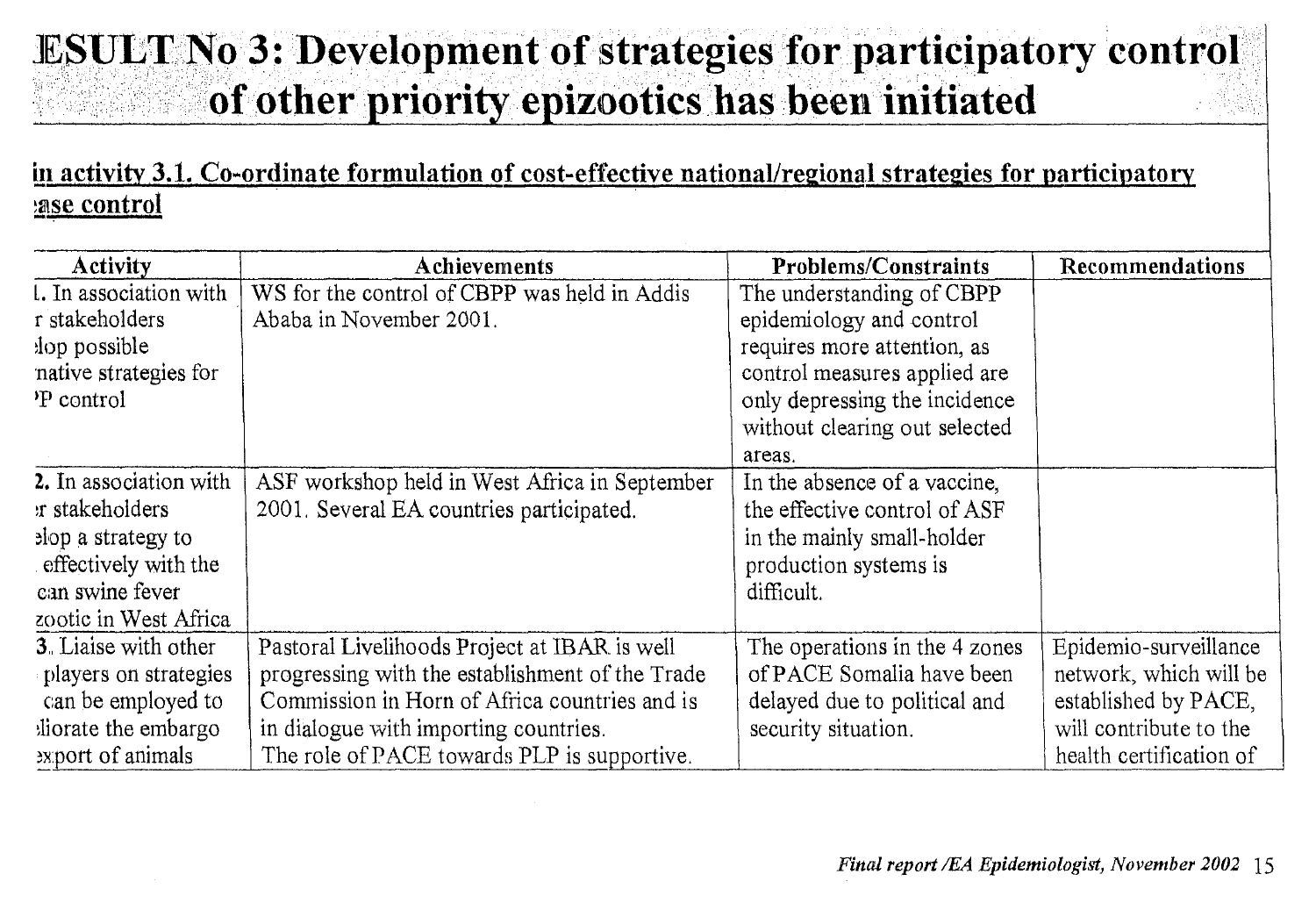# ESULT No 3: Development of strategies for participatory control of other priority epizootics has been initiated

## in activity 3.1. Co-ordinate formulation of cost-effective national/regional strategies for participatory ase control

| Activity | Achievements | Problems/Constraints | Recommendations |
|---|---|---|---|
| l. In association with r stakeholders lop possible native strategies for P control | WS for the control of CBPP was held in Addis Ababa in November 2001. | The understanding of CBPP epidemiology and control requires more attention, as control measures applied are only depressing the incidence without clearing out selected areas. | |
| 2. In association with r stakeholders elop a strategy to effectively with the can swine fever zootic in West Africa | ASF workshop held in West Africa in September 2001. Several EA countries participated. | In the absence of a vaccine, the effective control of ASF in the mainly small-holder production systems is difficult. | |
| 3. Liaise with other players on strategies can be employed to liorate the embargo export of animals | Pastoral Livelihoods Project at IBAR is well progressing with the establishment of the Trade Commission in Horn of Africa countries and is in dialogue with importing countries. The role of PACE towards PLP is supportive. | The operations in the 4 zones of PACE Somalia have been delayed due to political and security situation. | Epidemio-surveillance network, which will be established by PACE, will contribute to the health certification of |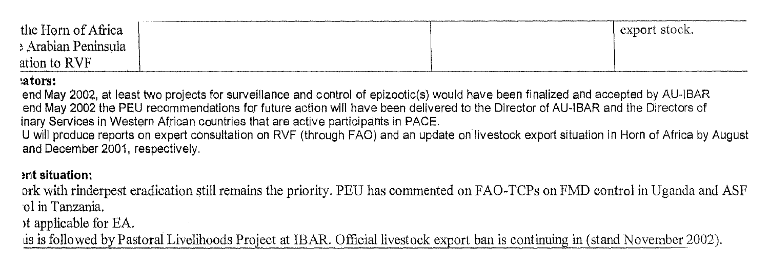| the Horn of Africa<br>: Arabian Peninsula<br>ation to RVF | | | export stock. |
|---|---|---|---|

**:ators:**

end May 2002, at least two projects for surveillance and control of epizootic(s) would have been finalized and accepted by AU-IBAR
end May 2002 the PEU recommendations for future action will have been delivered to the Director of AU-IBAR and the Directors of inary Services in Western African countries that are active participants in PACE.
U will produce reports on expert consultation on RVF (through FAO) and an update on livestock export situation in Horn of Africa by August and December 2001, respectively.

**:nt situation:**

ork with rinderpest eradication still remains the priority. PEU has commented on FAO-TCPs on FMD control in Uganda and ASF :ol in Tanzania.
)t applicable for EA.
us is followed by Pastoral Livelihoods Project at IBAR. Official livestock export ban is continuing in (stand November 2002).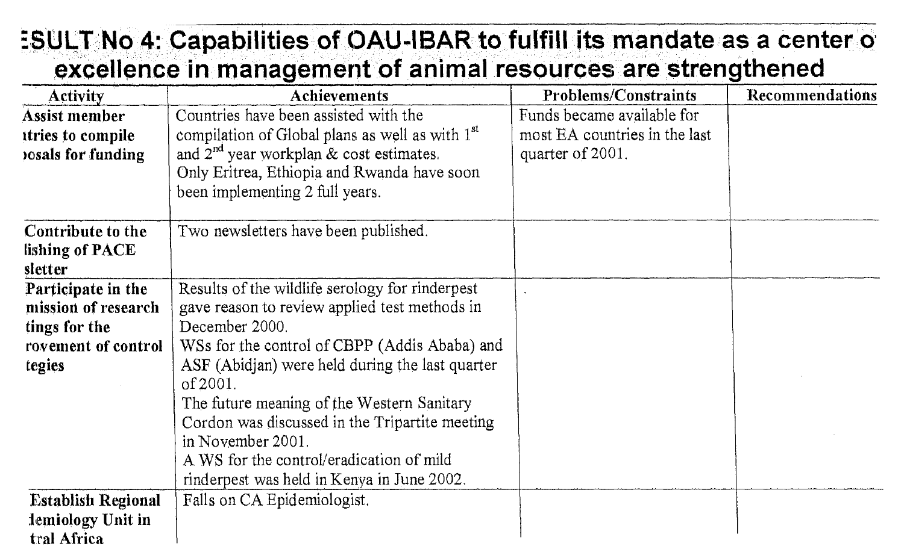## ESULT No 4: Capabilities of OAU-IBAR to fulfill its mandate as a center of excellence in management of animal resources are strengthened

| Activity | Achievements | Problems/Constraints | Recommendations |
|---|---|---|---|
| **Assist member ıtries to compile ɔosals for funding** | Countries have been assisted with the compilation of Global plans as well as with 1st and 2nd year workplan & cost estimates. Only Eritrea, Ethiopia and Rwanda have soon been implementing 2 full years. | Funds became available for most EA countries in the last quarter of 2001. | |
| **Contribute to the lishing of PACE sletter** | Two newsletters have been published. | | |
| **Participate in the mission of research tings for the rovement of control tegies** | Results of the wildlife serology for rinderpest gave reason to review applied test methods in December 2000. WSs for the control of CBPP (Addis Ababa) and ASF (Abidjan) were held during the last quarter of 2001. The future meaning of the Western Sanitary Cordon was discussed in the Tripartite meeting in November 2001. A WS for the control/eradication of mild rinderpest was held in Kenya in June 2002. | . | |
| **Establish Regional lemiology Unit in tral Africa** | Falls on CA Epidemiologist. | | |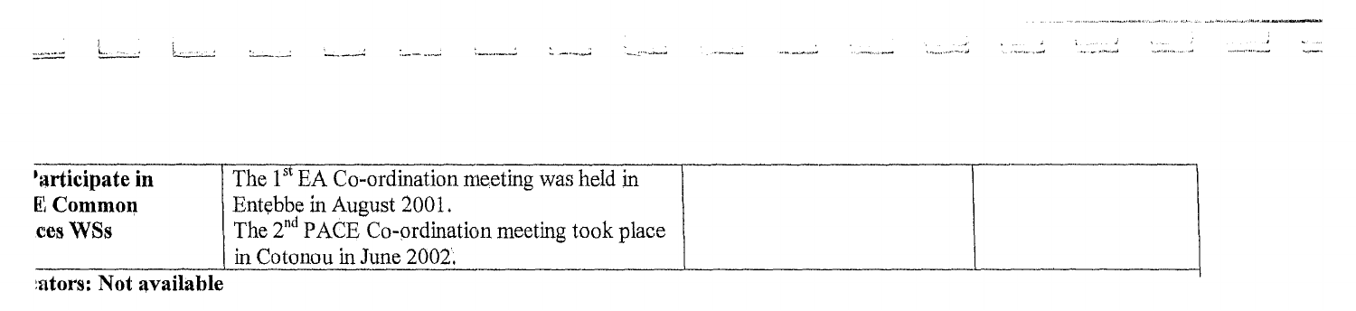| 'articiрate in E Common ces WSs | The 1st EA Co-ordination meeting was held in Entebbe in August 2001. The 2nd PACE Co-ordination meeting took place in Cotonou in June 2002. | | |
|---|---|---|---|

**:ators: Not available**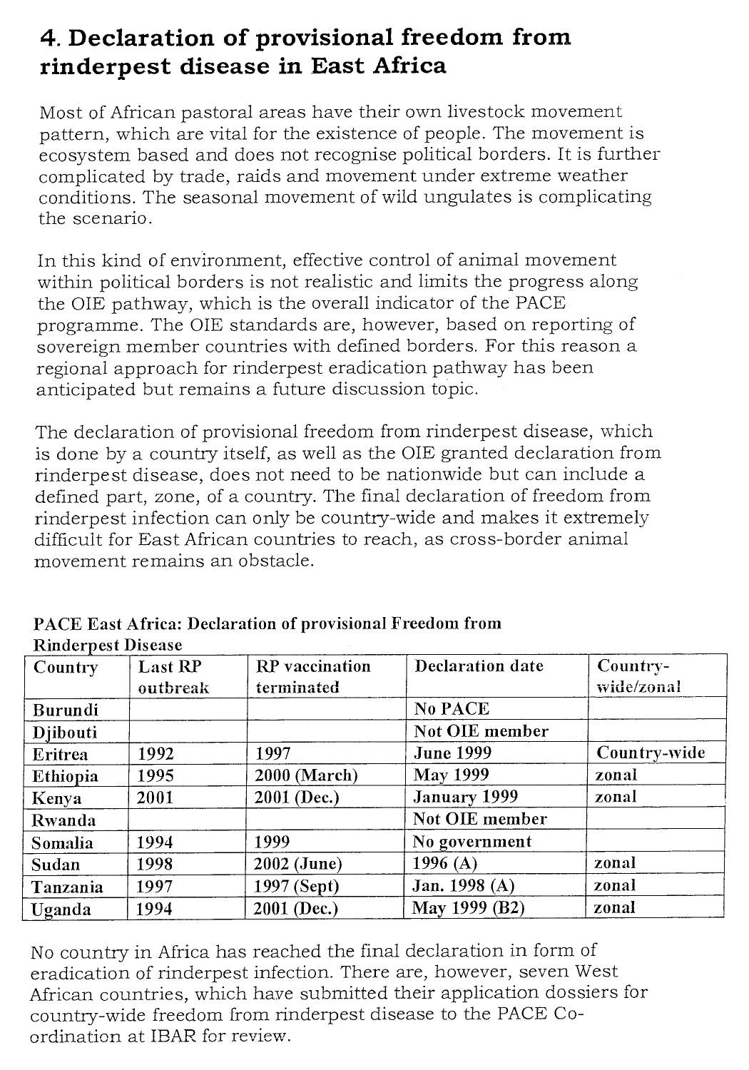## 4. Declaration of provisional freedom from rinderpest disease in East Africa

Most of African pastoral areas have their own livestock movement pattern, which are vital for the existence of people. The movement is ecosystem based and does not recognise political borders. It is further complicated by trade, raids and movement under extreme weather conditions. The seasonal movement of wild ungulates is complicating the scenario.

In this kind of environment, effective control of animal movement within political borders is not realistic and limits the progress along the OIE pathway, which is the overall indicator of the PACE programme. The OIE standards are, however, based on reporting of sovereign member countries with defined borders. For this reason a regional approach for rinderpest eradication pathway has been anticipated but remains a future discussion topic.

The declaration of provisional freedom from rinderpest disease, which is done by a country itself, as well as the OIE granted declaration from rinderpest disease, does not need to be nationwide but can include a defined part, zone, of a country. The final declaration of freedom from rinderpest infection can only be country-wide and makes it extremely difficult for East African countries to reach, as cross-border animal movement remains an obstacle.

**PACE East Africa: Declaration of provisional Freedom from Rinderpest Disease**

| Country | Last RP outbreak | RP vaccination terminated | Declaration date | Country-wide/zonal |
|---|---|---|---|---|
| Burundi | | | No PACE | |
| Djibouti | | | Not OIE member | |
| Eritrea | 1992 | 1997 | June 1999 | Country-wide |
| Ethiopia | 1995 | 2000 (March) | May 1999 | zonal |
| Kenya | 2001 | 2001 (Dec.) | January 1999 | zonal |
| Rwanda | | | Not OIE member | |
| Somalia | 1994 | 1999 | No government | |
| Sudan | 1998 | 2002 (June) | 1996 (A) | zonal |
| Tanzania | 1997 | 1997 (Sept) | Jan. 1998 (A) | zonal |
| Uganda | 1994 | 2001 (Dec.) | May 1999 (B2) | zonal |

No country in Africa has reached the final declaration in form of eradication of rinderpest infection. There are, however, seven West African countries, which have submitted their application dossiers for country-wide freedom from rinderpest disease to the PACE Co-ordination at IBAR for review.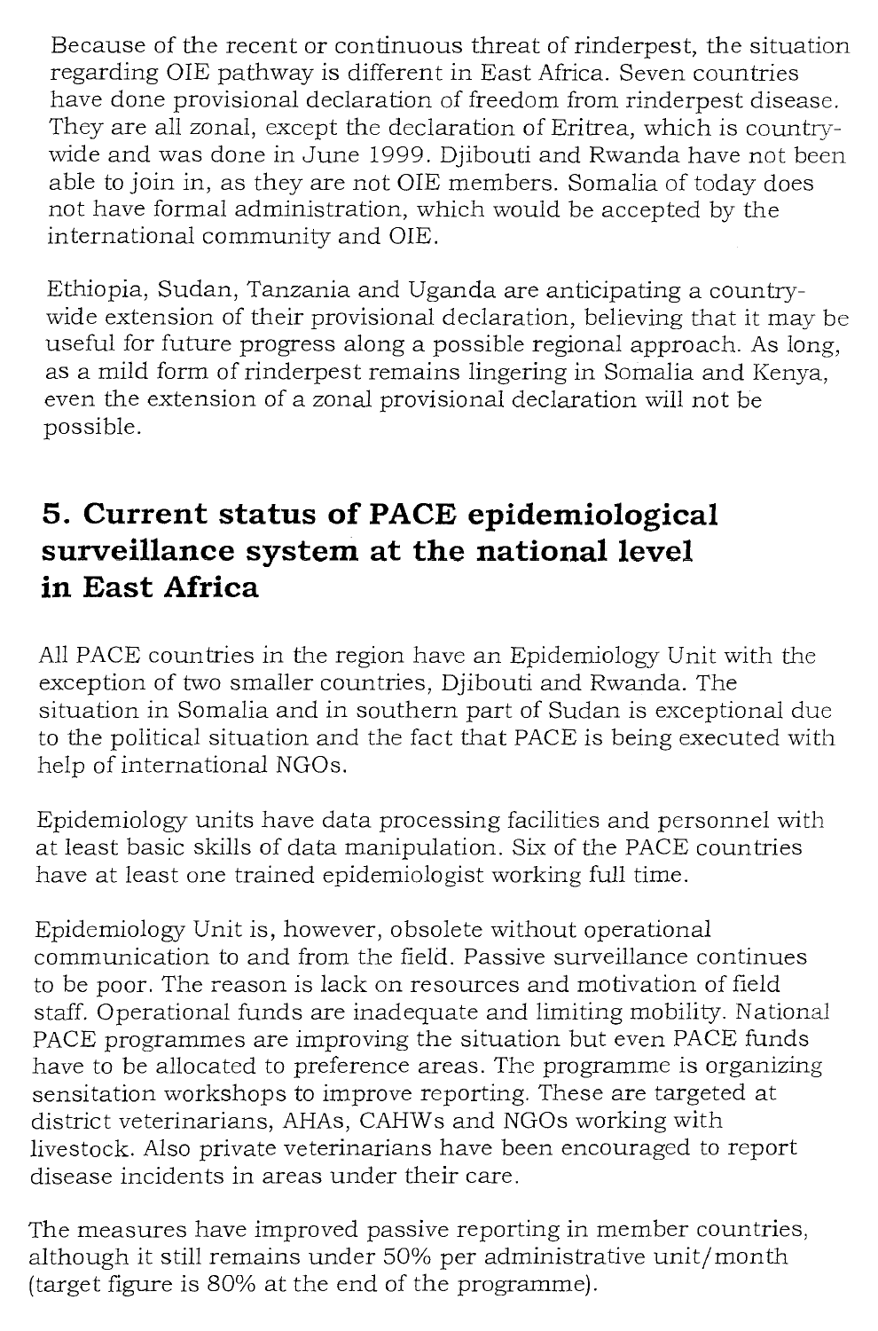Because of the recent or continuous threat of rinderpest, the situation regarding OIE pathway is different in East Africa. Seven countries have done provisional declaration of freedom from rinderpest disease. They are all zonal, except the declaration of Eritrea, which is country-wide and was done in June 1999. Djibouti and Rwanda have not been able to join in, as they are not OIE members. Somalia of today does not have formal administration, which would be accepted by the international community and OIE.

Ethiopia, Sudan, Tanzania and Uganda are anticipating a country-wide extension of their provisional declaration, believing that it may be useful for future progress along a possible regional approach. As long, as a mild form of rinderpest remains lingering in Somalia and Kenya, even the extension of a zonal provisional declaration will not be possible.

## 5. Current status of PACE epidemiological surveillance system at the national level in East Africa

All PACE countries in the region have an Epidemiology Unit with the exception of two smaller countries, Djibouti and Rwanda. The situation in Somalia and in southern part of Sudan is exceptional due to the political situation and the fact that PACE is being executed with help of international NGOs.

Epidemiology units have data processing facilities and personnel with at least basic skills of data manipulation. Six of the PACE countries have at least one trained epidemiologist working full time.

Epidemiology Unit is, however, obsolete without operational communication to and from the field. Passive surveillance continues to be poor. The reason is lack on resources and motivation of field staff. Operational funds are inadequate and limiting mobility. National PACE programmes are improving the situation but even PACE funds have to be allocated to preference areas. The programme is organizing sensitation workshops to improve reporting. These are targeted at district veterinarians, AHAs, CAHWs and NGOs working with livestock. Also private veterinarians have been encouraged to report disease incidents in areas under their care.

The measures have improved passive reporting in member countries, although it still remains under 50% per administrative unit/month (target figure is 80% at the end of the programme).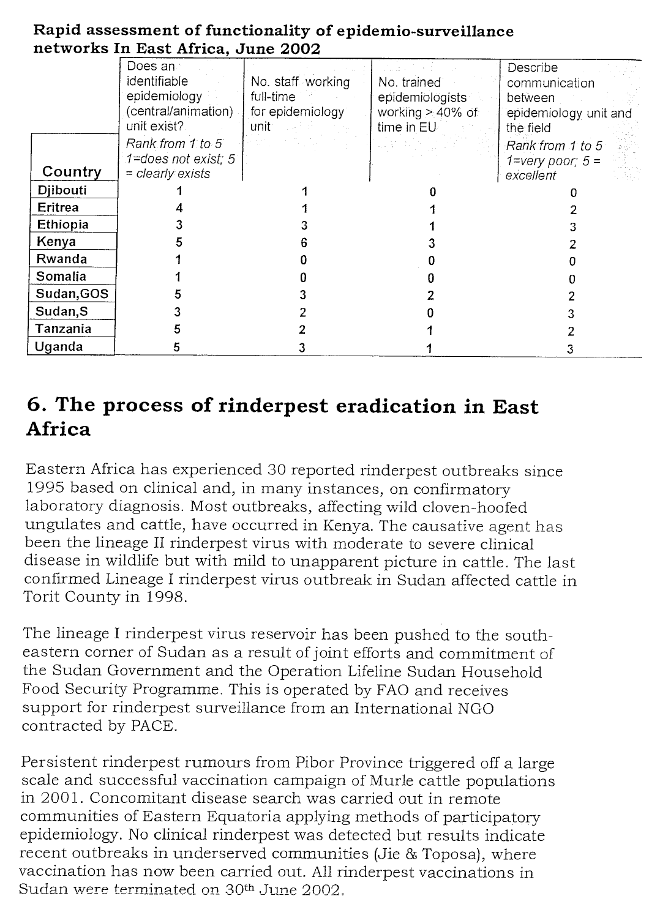**Rapid assessment of functionality of epidemio-surveillance networks In East Africa, June 2002**

| Country | Does an identifiable epidemiology (central/animation) unit exist? *Rank from 1 to 5 1=does not exist; 5 = clearly exists* | No. staff working full-time for epidemiology unit | No. trained epidemiologists working > 40% of time in EU | Describe communication between epidemiology unit and the field *Rank from 1 to 5 1=very poor; 5 = excellent* |
|---|---|---|---|---|
| Djibouti | 1 | 1 | 0 | 0 |
| Eritrea | 4 | 1 | 1 | 2 |
| Ethiopia | 3 | 3 | 1 | 3 |
| Kenya | 5 | 6 | 3 | 2 |
| Rwanda | 1 | 0 | 0 | 0 |
| Somalia | 1 | 0 | 0 | 0 |
| Sudan,GOS | 5 | 3 | 2 | 2 |
| Sudan,S | 3 | 2 | 0 | 3 |
| Tanzania | 5 | 2 | 1 | 2 |
| Uganda | 5 | 3 | 1 | 3 |

## 6. The process of rinderpest eradication in East Africa

Eastern Africa has experienced 30 reported rinderpest outbreaks since 1995 based on clinical and, in many instances, on confirmatory laboratory diagnosis. Most outbreaks, affecting wild cloven-hoofed ungulates and cattle, have occurred in Kenya. The causative agent has been the lineage II rinderpest virus with moderate to severe clinical disease in wildlife but with mild to unapparent picture in cattle. The last confirmed Lineage I rinderpest virus outbreak in Sudan affected cattle in Torit County in 1998.

The lineage I rinderpest virus reservoir has been pushed to the south-eastern corner of Sudan as a result of joint efforts and commitment of the Sudan Government and the Operation Lifeline Sudan Household Food Security Programme. This is operated by FAO and receives support for rinderpest surveillance from an International NGO contracted by PACE.

Persistent rinderpest rumours from Pibor Province triggered off a large scale and successful vaccination campaign of Murle cattle populations in 2001. Concomitant disease search was carried out in remote communities of Eastern Equatoria applying methods of participatory epidemiology. No clinical rinderpest was detected but results indicate recent outbreaks in underserved communities (Jie & Toposa), where vaccination has now been carried out. All rinderpest vaccinations in Sudan were terminated on 30th June 2002.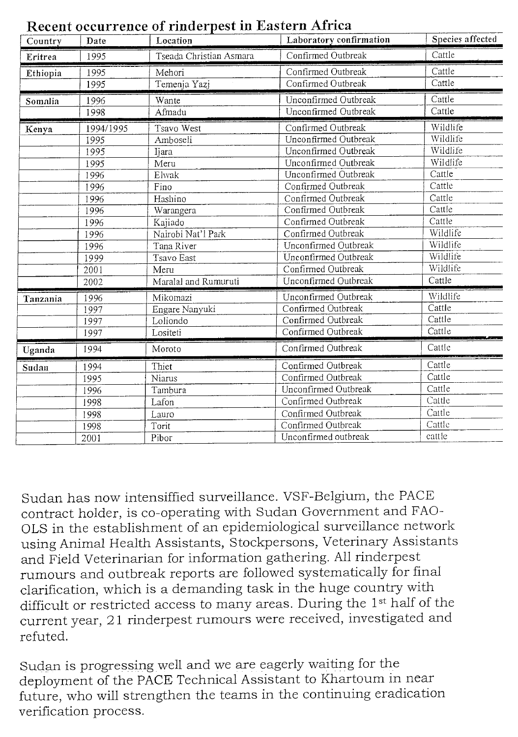## Recent occurrence of rinderpest in Eastern Africa

| Country | Date | Location | Laboratory confirmation | Species affected |
|---|---|---|---|---|
| Eritrea | 1995 | Tseada Christian Asmara | Confirmed Outbreak | Cattle |
| Ethiopia | 1995 | Mehori | Confirmed Outbreak | Cattle |
| | 1995 | Temenja Yazj | Confirmed Outbreak | Cattle |
| Somalia | 1996 | Wante | Unconfirmed Outbreak | Cattle |
| | 1998 | Afmadu | Unconfirmed Outbreak | Cattle |
| Kenya | 1994/1995 | Tsavo West | Confirmed Outbreak | Wildlife |
| | 1995 | Amboseli | Unconfirmed Outbreak | Wildlife |
| | 1995 | Ijara | Unconfirmed Outbreak | Wildlife |
| | 1995 | Meru | Unconfirmed Outbreak | Wildlife |
| | 1996 | Elwak | Unconfirmed Outbreak | Cattle |
| | 1996 | Fino | Confirmed Outbreak | Cattle |
| | 1996 | Hashino | Confirmed Outbreak | Cattle |
| | 1996 | Warangera | Confirmed Outbreak | Cattle |
| | 1996 | Kajiado | Confirmed Outbreak | Cattle |
| | 1996 | Nairobi Nat'l Park | Confirmed Outbreak | Wildlife |
| | 1996 | Tana River | Unconfirmed Outbreak | Wildlife |
| | 1999 | Tsavo East | Unconfirmed Outbreak | Wildlife |
| | 2001 | Meru | Confirmed Outbreak | Wildlife |
| | 2002 | Maralal and Rumuruti | Unconfirmed Outbreak | Cattle |
| Tanzania | 1996 | Mikomazi | Unconfirmed Outbreak | Wildlife |
| | 1997 | Engare Nanyuki | Confirmed Outbreak | Cattle |
| | 1997 | Loliondo | Confirmed Outbreak | Cattle |
| | 1997 | Lositeti | Confirmed Outbreak | Cattle |
| Uganda | 1994 | Moroto | Confirmed Outbreak | Cattle |
| Sudan | 1994 | Thiet | Confirmed Outbreak | Cattle |
| | 1995 | Niarus | Confirmed Outbreak | Cattle |
| | 1996 | Tambura | Unconfirmed Outbreak | Cattle |
| | 1998 | Lafon | Confirmed Outbreak | Cattle |
| | 1998 | Lauro | Confirmed Outbreak | Cattle |
| | 1998 | Torit | Confirmed Outbreak | Cattle |
| | 2001 | Pibor | Unconfirmed outbreak | cattle |

Sudan has now intensiffied surveillance. VSF-Belgium, the PACE contract holder, is co-operating with Sudan Government and FAO-OLS in the establishment of an epidemiological surveillance network using Animal Health Assistants, Stockpersons, Veterinary Assistants and Field Veterinarian for information gathering. All rinderpest rumours and outbreak reports are followed systematically for final clarification, which is a demanding task in the huge country with difficult or restricted access to many areas. During the 1st half of the current year, 21 rinderpest rumours were received, investigated and refuted.

Sudan is progressing well and we are eagerly waiting for the deployment of the PACE Technical Assistant to Khartoum in near future, who will strengthen the teams in the continuing eradication verification process.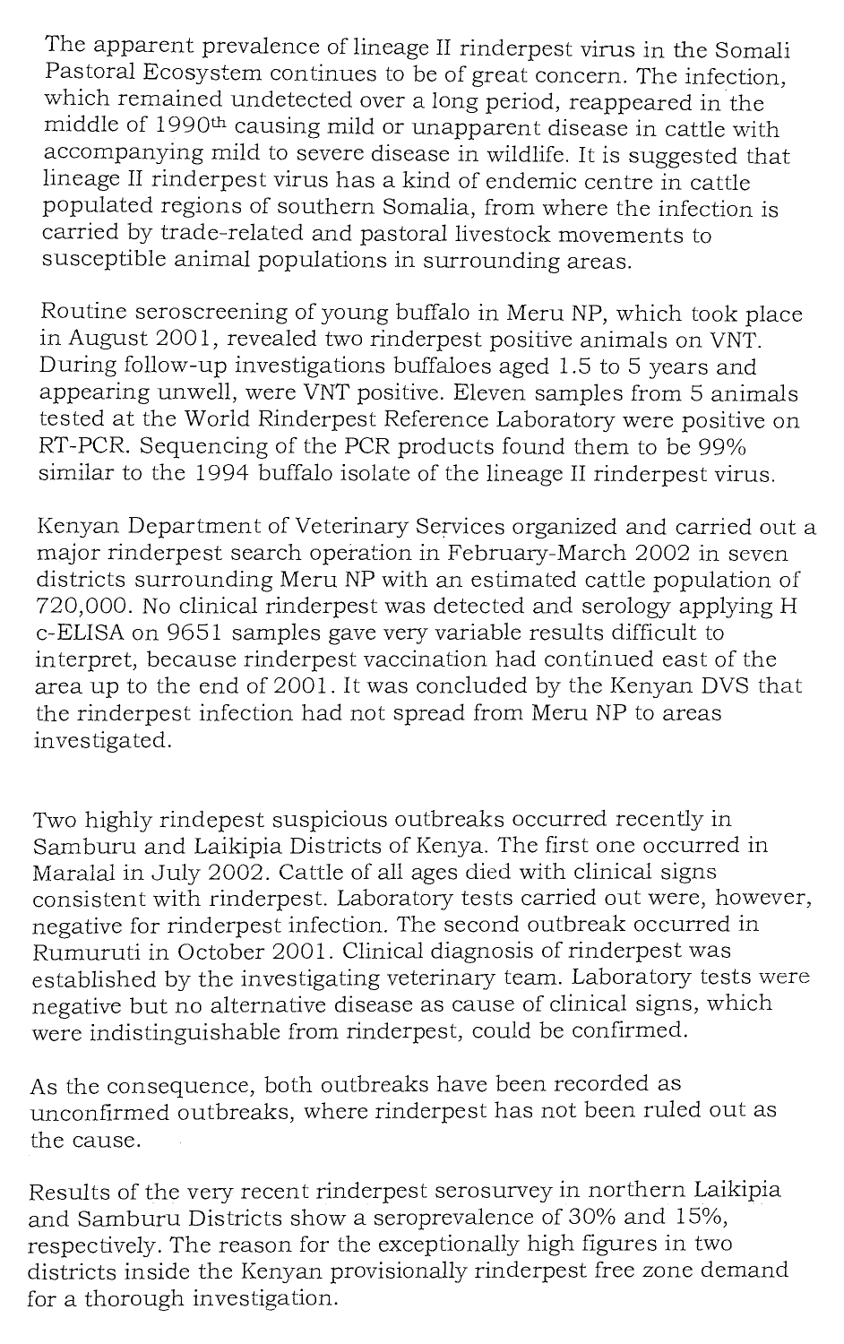The apparent prevalence of lineage II rinderpest virus in the Somali Pastoral Ecosystem continues to be of great concern. The infection, which remained undetected over a long period, reappeared in the middle of 1990th causing mild or unapparent disease in cattle with accompanying mild to severe disease in wildlife. It is suggested that lineage II rinderpest virus has a kind of endemic centre in cattle populated regions of southern Somalia, from where the infection is carried by trade-related and pastoral livestock movements to susceptible animal populations in surrounding areas.

Routine seroscreening of young buffalo in Meru NP, which took place in August 2001, revealed two rinderpest positive animals on VNT. During follow-up investigations buffaloes aged 1.5 to 5 years and appearing unwell, were VNT positive. Eleven samples from 5 animals tested at the World Rinderpest Reference Laboratory were positive on RT-PCR. Sequencing of the PCR products found them to be 99% similar to the 1994 buffalo isolate of the lineage II rinderpest virus.

Kenyan Department of Veterinary Services organized and carried out a major rinderpest search operation in February-March 2002 in seven districts surrounding Meru NP with an estimated cattle population of 720,000. No clinical rinderpest was detected and serology applying H c-ELISA on 9651 samples gave very variable results difficult to interpret, because rinderpest vaccination had continued east of the area up to the end of 2001. It was concluded by the Kenyan DVS that the rinderpest infection had not spread from Meru NP to areas investigated.

Two highly rindepest suspicious outbreaks occurred recently in Samburu and Laikipia Districts of Kenya. The first one occurred in Maralal in July 2002. Cattle of all ages died with clinical signs consistent with rinderpest. Laboratory tests carried out were, however, negative for rinderpest infection. The second outbreak occurred in Rumuruti in October 2001. Clinical diagnosis of rinderpest was established by the investigating veterinary team. Laboratory tests were negative but no alternative disease as cause of clinical signs, which were indistinguishable from rinderpest, could be confirmed.

As the consequence, both outbreaks have been recorded as unconfirmed outbreaks, where rinderpest has not been ruled out as the cause.

Results of the very recent rinderpest serosurvey in northern Laikipia and Samburu Districts show a seroprevalence of 30% and 15%, respectively. The reason for the exceptionally high figures in two districts inside the Kenyan provisionally rinderpest free zone demand for a thorough investigation.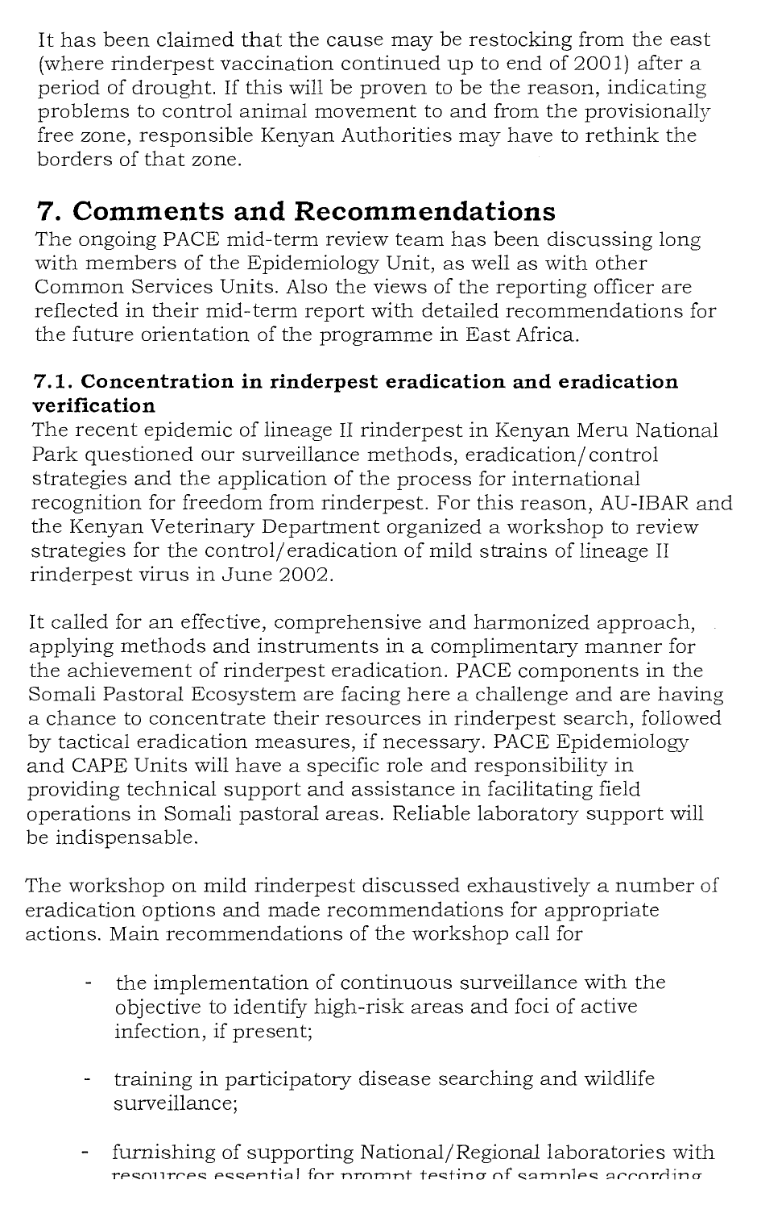It has been claimed that the cause may be restocking from the east (where rinderpest vaccination continued up to end of 2001) after a period of drought. If this will be proven to be the reason, indicating problems to control animal movement to and from the provisionally free zone, responsible Kenyan Authorities may have to rethink the borders of that zone.

# 7. Comments and Recommendations

The ongoing PACE mid-term review team has been discussing long with members of the Epidemiology Unit, as well as with other Common Services Units. Also the views of the reporting officer are reflected in their mid-term report with detailed recommendations for the future orientation of the programme in East Africa.

### 7.1. Concentration in rinderpest eradication and eradication verification

The recent epidemic of lineage II rinderpest in Kenyan Meru National Park questioned our surveillance methods, eradication/control strategies and the application of the process for international recognition for freedom from rinderpest. For this reason, AU-IBAR and the Kenyan Veterinary Department organized a workshop to review strategies for the control/eradication of mild strains of lineage II rinderpest virus in June 2002.

It called for an effective, comprehensive and harmonized approach, applying methods and instruments in a complimentary manner for the achievement of rinderpest eradication. PACE components in the Somali Pastoral Ecosystem are facing here a challenge and are having a chance to concentrate their resources in rinderpest search, followed by tactical eradication measures, if necessary. PACE Epidemiology and CAPE Units will have a specific role and responsibility in providing technical support and assistance in facilitating field operations in Somali pastoral areas. Reliable laboratory support will be indispensable.

The workshop on mild rinderpest discussed exhaustively a number of eradication options and made recommendations for appropriate actions. Main recommendations of the workshop call for

- the implementation of continuous surveillance with the objective to identify high-risk areas and foci of active infection, if present;
- training in participatory disease searching and wildlife surveillance;
- furnishing of supporting National/Regional laboratories with resources essential for prompt testing of samples according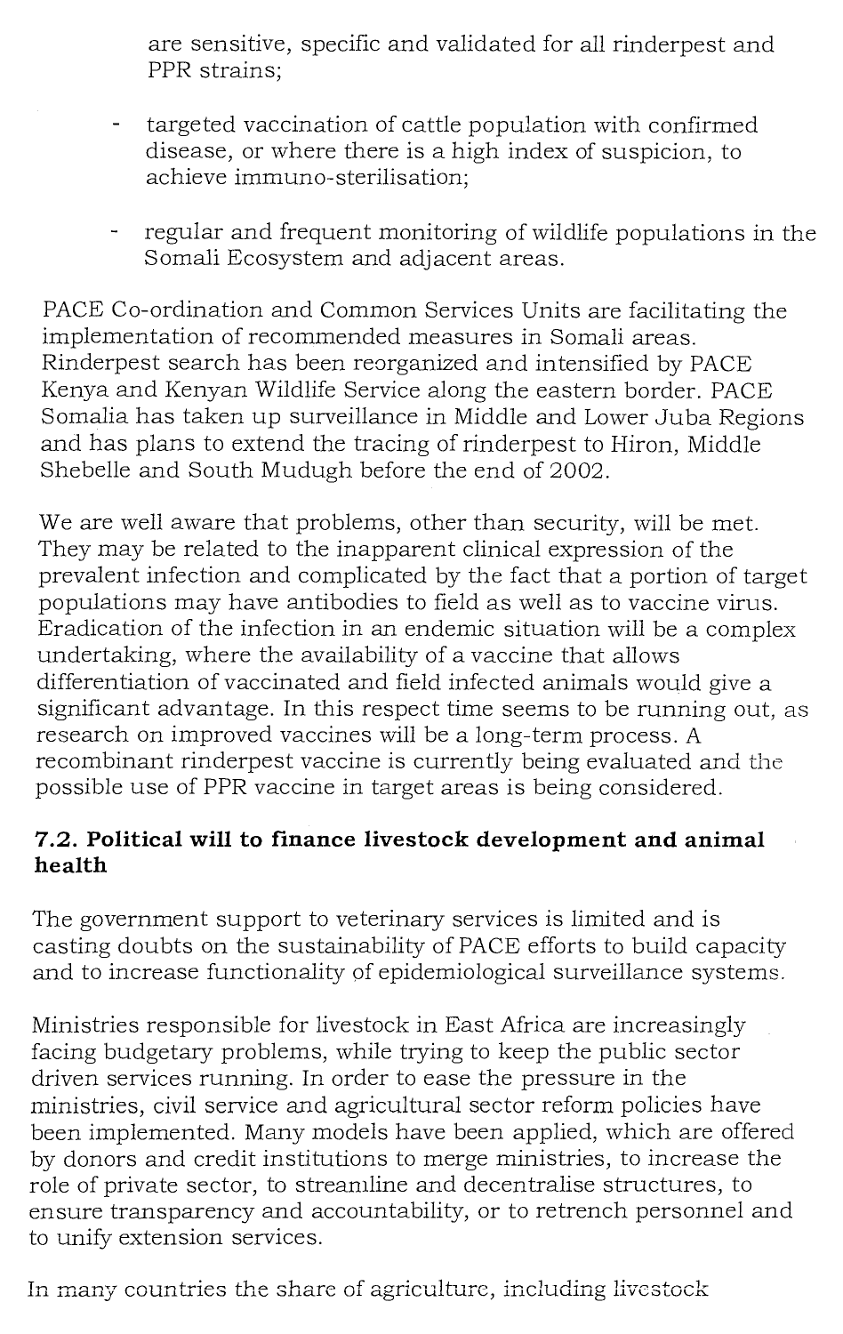are sensitive, specific and validated for all rinderpest and PPR strains;

- targeted vaccination of cattle population with confirmed disease, or where there is a high index of suspicion, to achieve immuno-sterilisation;

- regular and frequent monitoring of wildlife populations in the Somali Ecosystem and adjacent areas.

PACE Co-ordination and Common Services Units are facilitating the implementation of recommended measures in Somali areas. Rinderpest search has been reorganized and intensified by PACE Kenya and Kenyan Wildlife Service along the eastern border. PACE Somalia has taken up surveillance in Middle and Lower Juba Regions and has plans to extend the tracing of rinderpest to Hiron, Middle Shebelle and South Mudugh before the end of 2002.

We are well aware that problems, other than security, will be met. They may be related to the inapparent clinical expression of the prevalent infection and complicated by the fact that a portion of target populations may have antibodies to field as well as to vaccine virus. Eradication of the infection in an endemic situation will be a complex undertaking, where the availability of a vaccine that allows differentiation of vaccinated and field infected animals would give a significant advantage. In this respect time seems to be running out, as research on improved vaccines will be a long-term process. A recombinant rinderpest vaccine is currently being evaluated and the possible use of PPR vaccine in target areas is being considered.

### 7.2. Political will to finance livestock development and animal health

The government support to veterinary services is limited and is casting doubts on the sustainability of PACE efforts to build capacity and to increase functionality of epidemiological surveillance systems.

Ministries responsible for livestock in East Africa are increasingly facing budgetary problems, while trying to keep the public sector driven services running. In order to ease the pressure in the ministries, civil service and agricultural sector reform policies have been implemented. Many models have been applied, which are offered by donors and credit institutions to merge ministries, to increase the role of private sector, to streamline and decentralise structures, to ensure transparency and accountability, or to retrench personnel and to unify extension services.

In many countries the share of agriculture, including livestock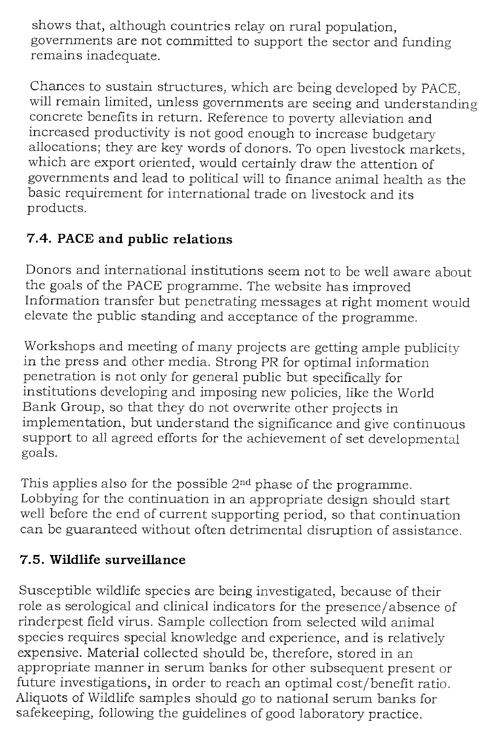shows that, although countries relay on rural population, governments are not committed to support the sector and funding remains inadequate.

Chances to sustain structures, which are being developed by PACE, will remain limited, unless governments are seeing and understanding concrete benefits in return. Reference to poverty alleviation and increased productivity is not good enough to increase budgetary allocations; they are key words of donors. To open livestock markets, which are export oriented, would certainly draw the attention of governments and lead to political will to finance animal health as the basic requirement for international trade on livestock and its products.

### 7.4. PACE and public relations

Donors and international institutions seem not to be well aware about the goals of the PACE programme. The website has improved Information transfer but penetrating messages at right moment would elevate the public standing and acceptance of the programme.

Workshops and meeting of many projects are getting ample publicity in the press and other media. Strong PR for optimal information penetration is not only for general public but specifically for institutions developing and imposing new policies, like the World Bank Group, so that they do not overwrite other projects in implementation, but understand the significance and give continuous support to all agreed efforts for the achievement of set developmental goals.

This applies also for the possible 2nd phase of the programme. Lobbying for the continuation in an appropriate design should start well before the end of current supporting period, so that continuation can be guaranteed without often detrimental disruption of assistance.

### 7.5. Wildlife surveillance

Susceptible wildlife species are being investigated, because of their role as serological and clinical indicators for the presence/absence of rinderpest field virus. Sample collection from selected wild animal species requires special knowledge and experience, and is relatively expensive. Material collected should be, therefore, stored in an appropriate manner in serum banks for other subsequent present or future investigations, in order to reach an optimal cost/benefit ratio. Aliquots of Wildlife samples should go to national serum banks for safekeeping, following the guidelines of good laboratory practice.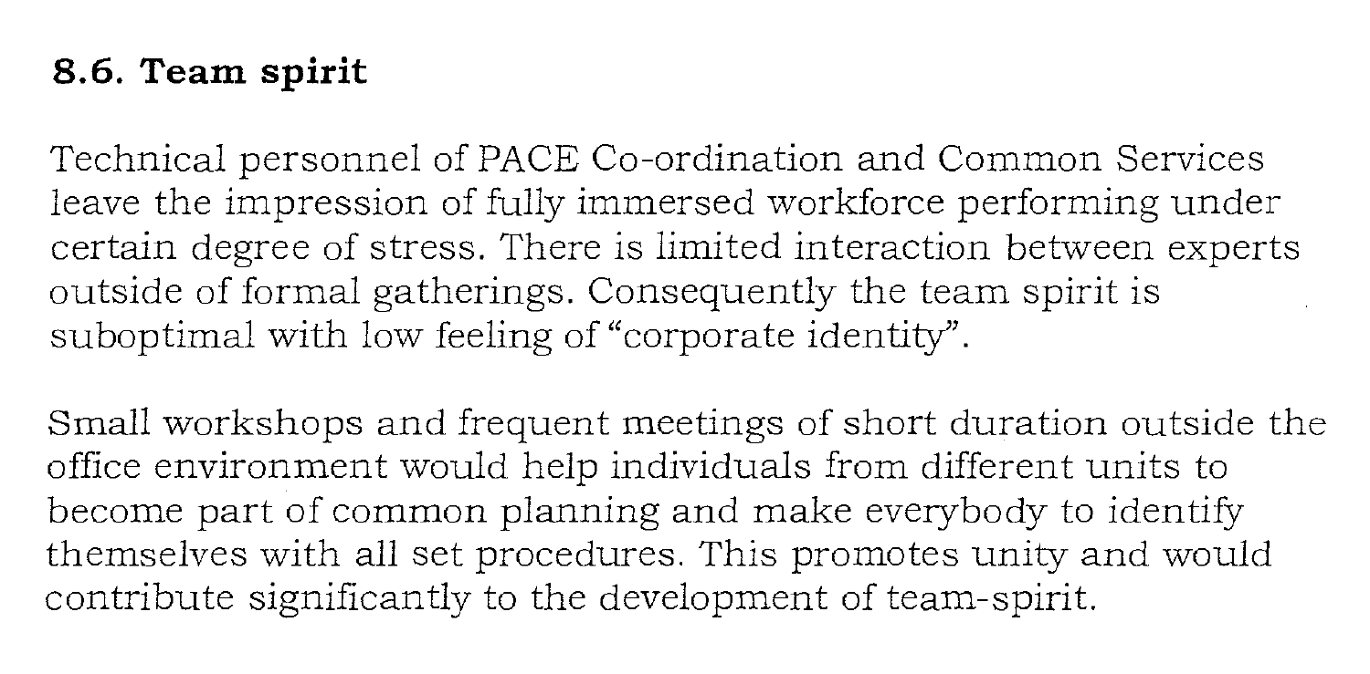### 8.6. Team spirit

Technical personnel of PACE Co-ordination and Common Services leave the impression of fully immersed workforce performing under certain degree of stress. There is limited interaction between experts outside of formal gatherings. Consequently the team spirit is suboptimal with low feeling of "corporate identity".

Small workshops and frequent meetings of short duration outside the office environment would help individuals from different units to become part of common planning and make everybody to identify themselves with all set procedures. This promotes unity and would contribute significantly to the development of team-spirit.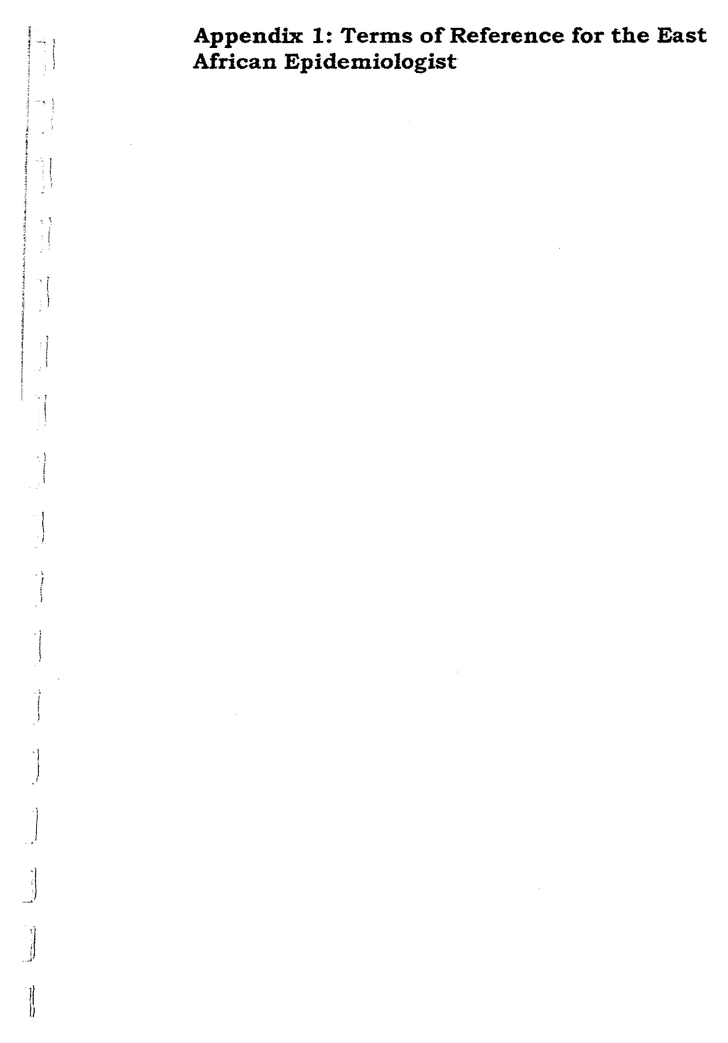## Appendix 1: Terms of Reference for the East African Epidemiologist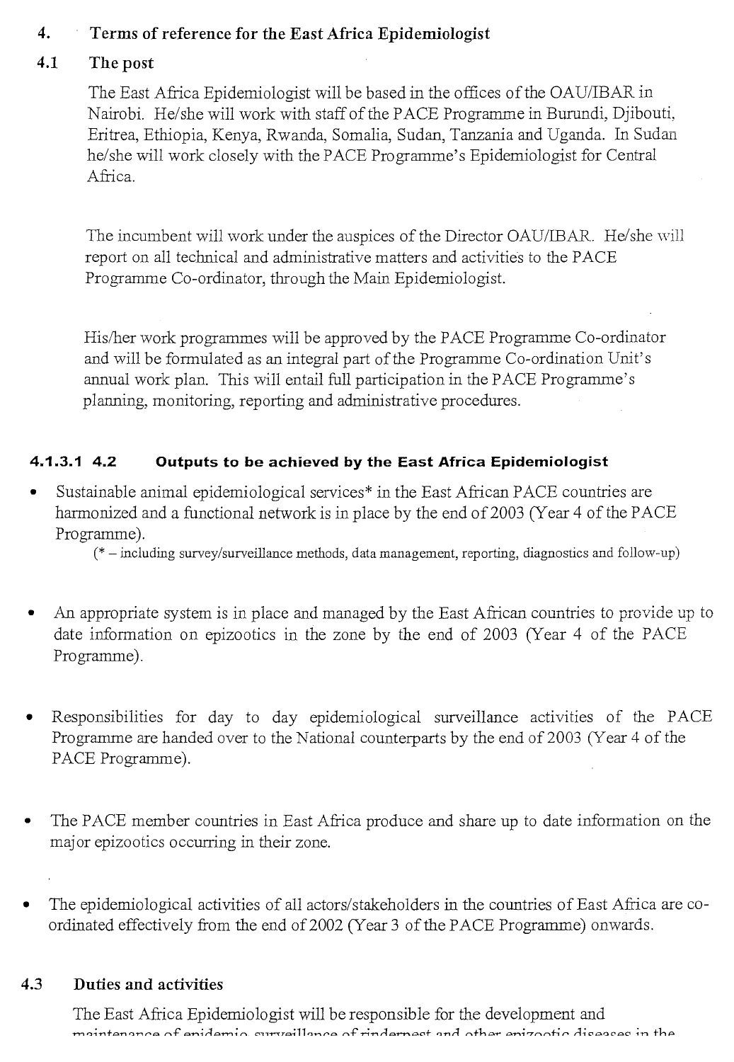## 4. Terms of reference for the East Africa Epidemiologist

### 4.1 The post

The East Africa Epidemiologist will be based in the offices of the OAU/IBAR in Nairobi. He/she will work with staff of the PACE Programme in Burundi, Djibouti, Eritrea, Ethiopia, Kenya, Rwanda, Somalia, Sudan, Tanzania and Uganda. In Sudan he/she will work closely with the PACE Programme's Epidemiologist for Central Africa.

The incumbent will work under the auspices of the Director OAU/IBAR. He/she will report on all technical and administrative matters and activities to the PACE Programme Co-ordinator, through the Main Epidemiologist.

His/her work programmes will be approved by the PACE Programme Co-ordinator and will be formulated as an integral part of the Programme Co-ordination Unit's annual work plan. This will entail full participation in the PACE Programme's planning, monitoring, reporting and administrative procedures.

#### 4.1.3.1 4.2 Outputs to be achieved by the East Africa Epidemiologist

- Sustainable animal epidemiological services* in the East African PACE countries are harmonized and a functional network is in place by the end of 2003 (Year 4 of the PACE Programme).

  (* – including survey/surveillance methods, data management, reporting, diagnostics and follow-up)

- An appropriate system is in place and managed by the East African countries to provide up to date information on epizootics in the zone by the end of 2003 (Year 4 of the PACE Programme).

- Responsibilities for day to day epidemiological surveillance activities of the PACE Programme are handed over to the National counterparts by the end of 2003 (Year 4 of the PACE Programme).

- The PACE member countries in East Africa produce and share up to date information on the major epizootics occurring in their zone.

- The epidemiological activities of all actors/stakeholders in the countries of East Africa are co-ordinated effectively from the end of 2002 (Year 3 of the PACE Programme) onwards.

### 4.3 Duties and activities

The East Africa Epidemiologist will be responsible for the development and maintenance of epidemio-surveillance of rinderpest and other epizootic diseases in the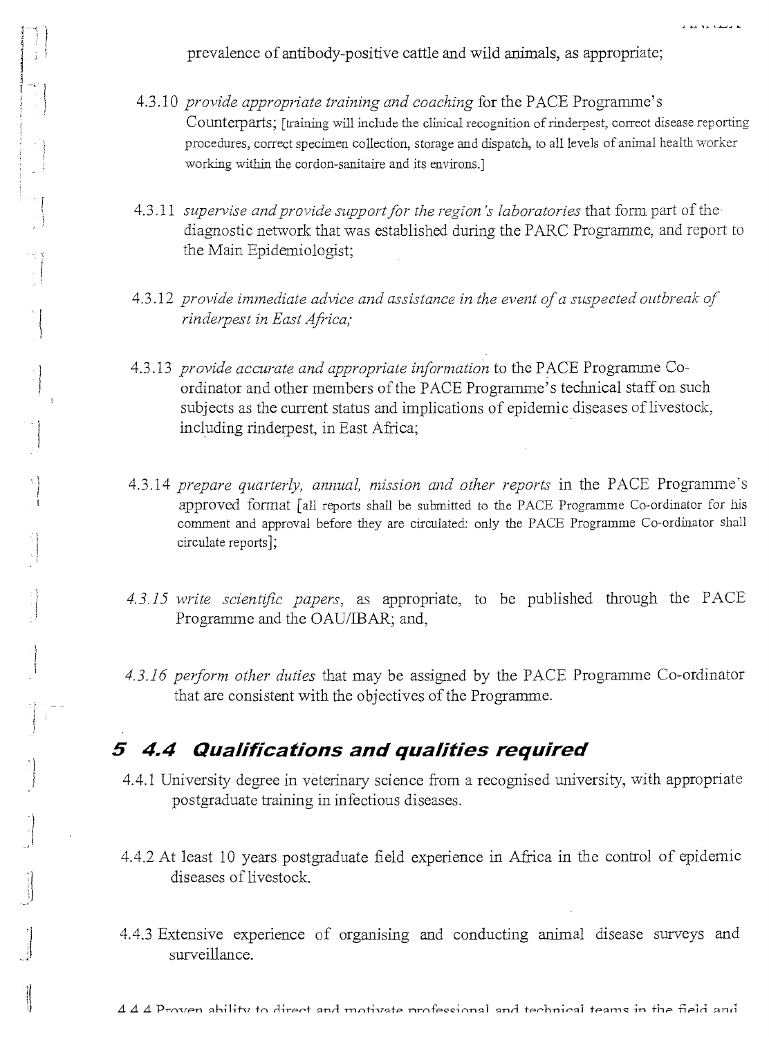prevalence of antibody-positive cattle and wild animals, as appropriate;

4.3.10 *provide appropriate training and coaching* for the PACE Programme's Counterparts; [training will include the clinical recognition of rinderpest, correct disease reporting procedures, correct specimen collection, storage and dispatch, to all levels of animal health worker working within the cordon-sanitaire and its environs.]

4.3.11 *supervise and provide support for the region's laboratories* that form part of the diagnostic network that was established during the PARC Programme, and report to the Main Epidemiologist;

4.3.12 *provide immediate advice and assistance in the event of a suspected outbreak of rinderpest in East Africa;*

4.3.13 *provide accurate and appropriate information* to the PACE Programme Co-ordinator and other members of the PACE Programme's technical staff on such subjects as the current status and implications of epidemic diseases of livestock, including rinderpest, in East Africa;

4.3.14 *prepare quarterly, annual, mission and other reports* in the PACE Programme's approved format [all reports shall be submitted to the PACE Programme Co-ordinator for his comment and approval before they are circulated: only the PACE Programme Co-ordinator shall circulate reports];

*4.3.15 write scientific papers,* as appropriate, to be published through the PACE Programme and the OAU/IBAR; and,

*4.3.16 perform other duties* that may be assigned by the PACE Programme Co-ordinator that are consistent with the objectives of the Programme.

## 5 4.4 Qualifications and qualities required

4.4.1 University degree in veterinary science from a recognised university, with appropriate postgraduate training in infectious diseases.

4.4.2 At least 10 years postgraduate field experience in Africa in the control of epidemic diseases of livestock.

4.4.3 Extensive experience of organising and conducting animal disease surveys and surveillance.

4.4.4 Proven ability to direct and motivate professional and technical teams in the field and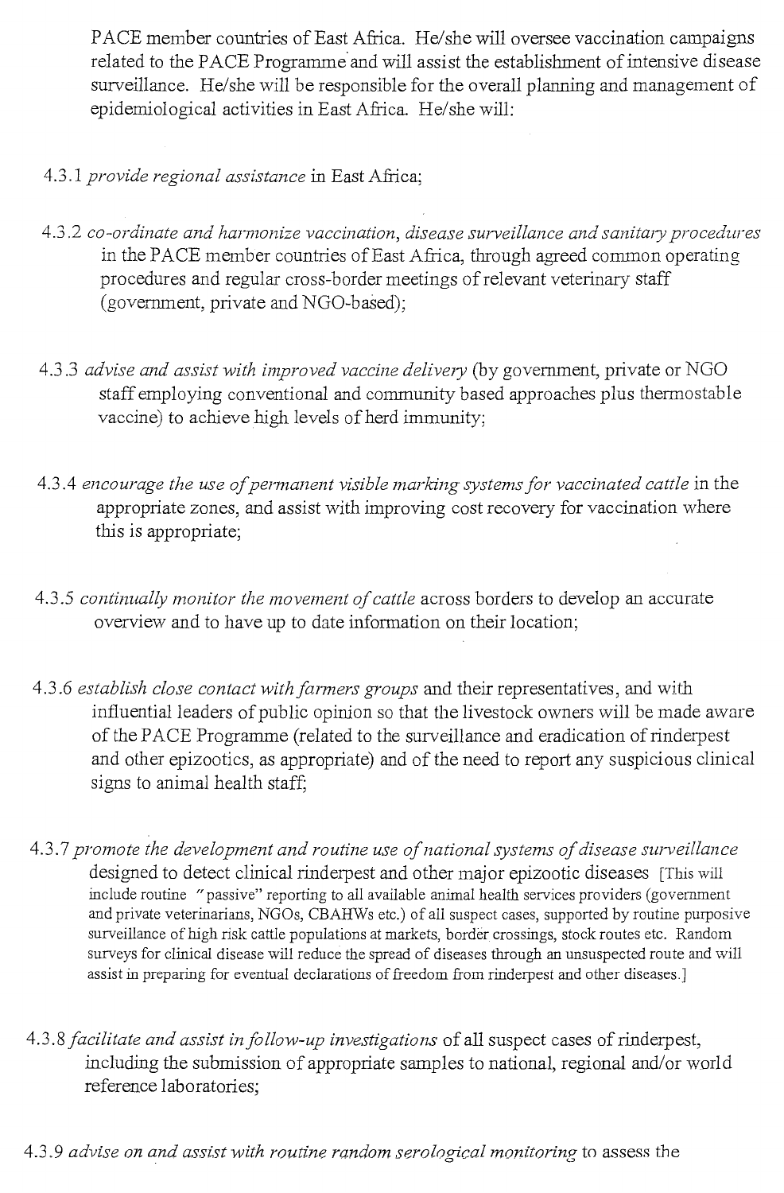PACE member countries of East Africa. He/she will oversee vaccination campaigns related to the PACE Programme and will assist the establishment of intensive disease surveillance. He/she will be responsible for the overall planning and management of epidemiological activities in East Africa. He/she will:

4.3.1 *provide regional assistance* in East Africa;

4.3.2 *co-ordinate and harmonize vaccination, disease surveillance and sanitary procedures* in the PACE member countries of East Africa, through agreed common operating procedures and regular cross-border meetings of relevant veterinary staff (government, private and NGO-based);

4.3.3 *advise and assist with improved vaccine delivery* (by government, private or NGO staff employing conventional and community based approaches plus thermostable vaccine) to achieve high levels of herd immunity;

4.3.4 *encourage the use of permanent visible marking systems for vaccinated cattle* in the appropriate zones, and assist with improving cost recovery for vaccination where this is appropriate;

4.3.5 *continually monitor the movement of cattle* across borders to develop an accurate overview and to have up to date information on their location;

4.3.6 *establish close contact with farmers groups* and their representatives, and with influential leaders of public opinion so that the livestock owners will be made aware of the PACE Programme (related to the surveillance and eradication of rinderpest and other epizootics, as appropriate) and of the need to report any suspicious clinical signs to animal health staff;

4.3.7 *promote the development and routine use of national systems of disease surveillance* designed to detect clinical rinderpest and other major epizootic diseases [This will include routine "passive" reporting to all available animal health services providers (government and private veterinarians, NGOs, CBAHWs etc.) of all suspect cases, supported by routine purposive surveillance of high risk cattle populations at markets, border crossings, stock routes etc. Random surveys for clinical disease will reduce the spread of diseases through an unsuspected route and will assist in preparing for eventual declarations of freedom from rinderpest and other diseases.]

4.3.8 *facilitate and assist in follow-up investigations* of all suspect cases of rinderpest, including the submission of appropriate samples to national, regional and/or world reference laboratories;

4.3.9 *advise on and assist with routine random serological monitoring* to assess the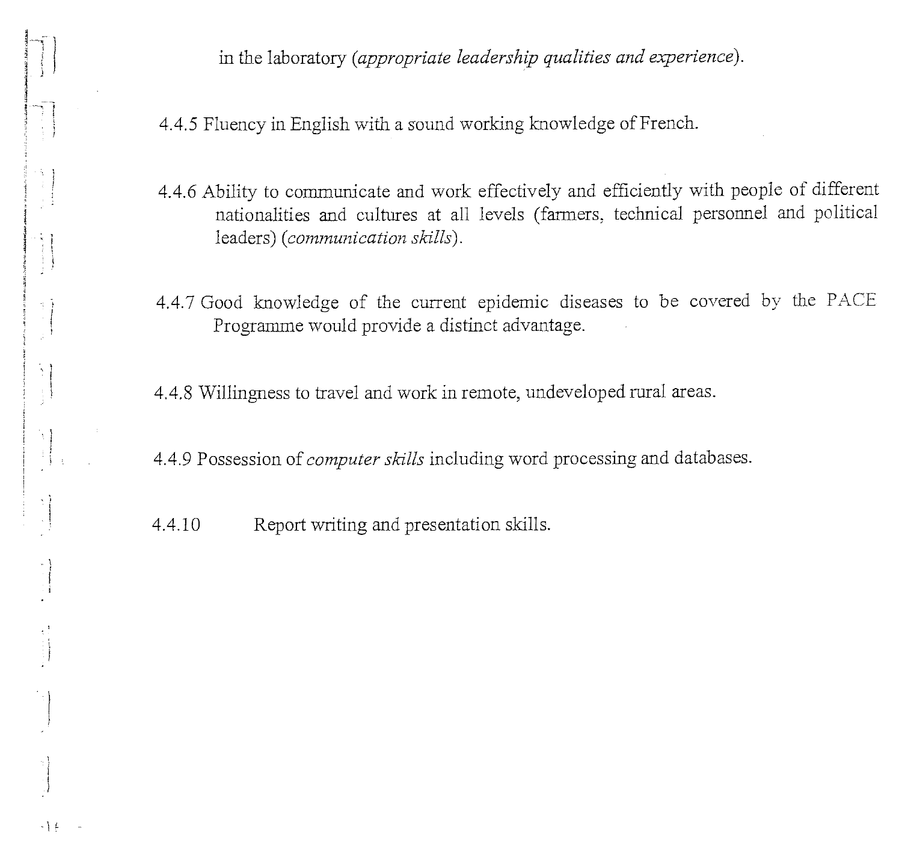in the laboratory (*appropriate leadership qualities and experience*).

4.4.5 Fluency in English with a sound working knowledge of French.

4.4.6 Ability to communicate and work effectively and efficiently with people of different nationalities and cultures at all levels (farmers, technical personnel and political leaders) (*communication skills*).

4.4.7 Good knowledge of the current epidemic diseases to be covered by the PACE Programme would provide a distinct advantage.

4.4.8 Willingness to travel and work in remote, undeveloped rural areas.

4.4.9 Possession of *computer skills* including word processing and databases.

4.4.10 Report writing and presentation skills.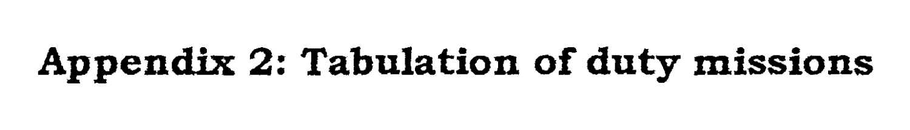# Appendix 2: Tabulation of duty missions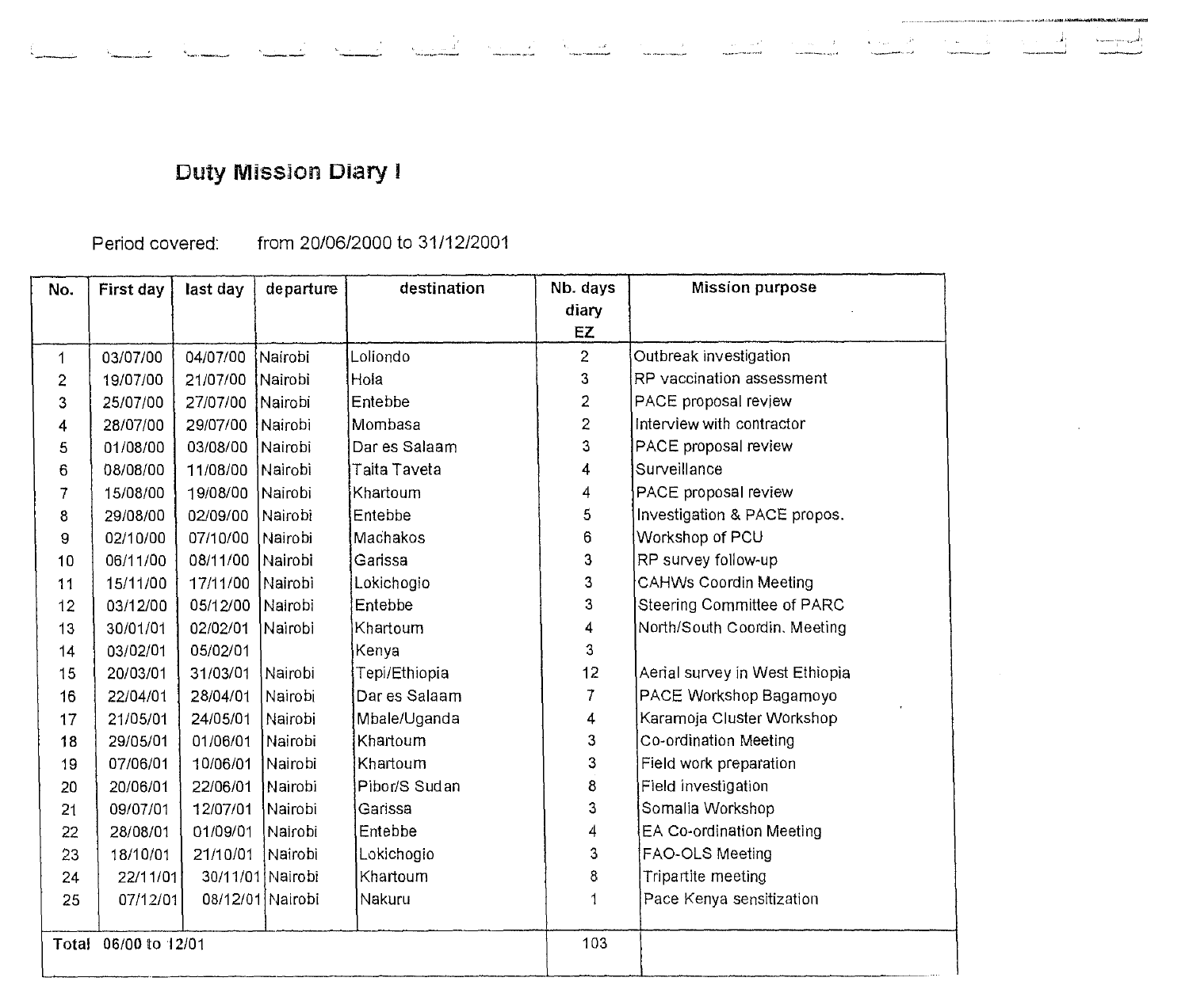## Duty Mission Diary I

Period covered: from 20/06/2000 to 31/12/2001

| No. | First day | last day | departure | destination | Nb. days diary EZ | Mission purpose |
|---|---|---|---|---|---|---|
| 1 | 03/07/00 | 04/07/00 | Nairobi | Loliondo | 2 | Outbreak investigation |
| 2 | 19/07/00 | 21/07/00 | Nairobi | Hola | 3 | RP vaccination assessment |
| 3 | 25/07/00 | 27/07/00 | Nairobi | Entebbe | 2 | PACE proposal review |
| 4 | 28/07/00 | 29/07/00 | Nairobi | Mombasa | 2 | Interview with contractor |
| 5 | 01/08/00 | 03/08/00 | Nairobi | Dar es Salaam | 3 | PACE proposal review |
| 6 | 08/08/00 | 11/08/00 | Nairobi | Taita Taveta | 4 | Surveillance |
| 7 | 15/08/00 | 19/08/00 | Nairobi | Khartoum | 4 | PACE proposal review |
| 8 | 29/08/00 | 02/09/00 | Nairobi | Entebbe | 5 | Investigation & PACE propos. |
| 9 | 02/10/00 | 07/10/00 | Nairobi | Machakos | 6 | Workshop of PCU |
| 10 | 06/11/00 | 08/11/00 | Nairobi | Garissa | 3 | RP survey follow-up |
| 11 | 15/11/00 | 17/11/00 | Nairobi | Lokichogio | 3 | CAHWs Coordin Meeting |
| 12 | 03/12/00 | 05/12/00 | Nairobi | Entebbe | 3 | Steering Committee of PARC |
| 13 | 30/01/01 | 02/02/01 | Nairobi | Khartoum | 4 | North/South Coordin. Meeting |
| 14 | 03/02/01 | 05/02/01 | | Kenya | 3 | |
| 15 | 20/03/01 | 31/03/01 | Nairobi | Tepi/Ethiopia | 12 | Aerial survey in West Ethiopia |
| 16 | 22/04/01 | 28/04/01 | Nairobi | Dar es Salaam | 7 | PACE Workshop Bagamoyo |
| 17 | 21/05/01 | 24/05/01 | Nairobi | Mbale/Uganda | 4 | Karamoja Cluster Workshop |
| 18 | 29/05/01 | 01/06/01 | Nairobi | Khartoum | 3 | Co-ordination Meeting |
| 19 | 07/06/01 | 10/06/01 | Nairobi | Khartoum | 3 | Field work preparation |
| 20 | 20/06/01 | 22/06/01 | Nairobi | Pibor/S Sudan | 8 | Field investigation |
| 21 | 09/07/01 | 12/07/01 | Nairobi | Garissa | 3 | Somalia Workshop |
| 22 | 28/08/01 | 01/09/01 | Nairobi | Entebbe | 4 | EA Co-ordination Meeting |
| 23 | 18/10/01 | 21/10/01 | Nairobi | Lokichogio | 3 | FAO-OLS Meeting |
| 24 | 22/11/01 | 30/11/01 | Nairobi | Khartoum | 8 | Tripartite meeting |
| 25 | 07/12/01 | 08/12/01 | Nairobi | Nakuru | 1 | Pace Kenya sensitization |
| Total | 06/00 to 12/01 | | | | 103 | |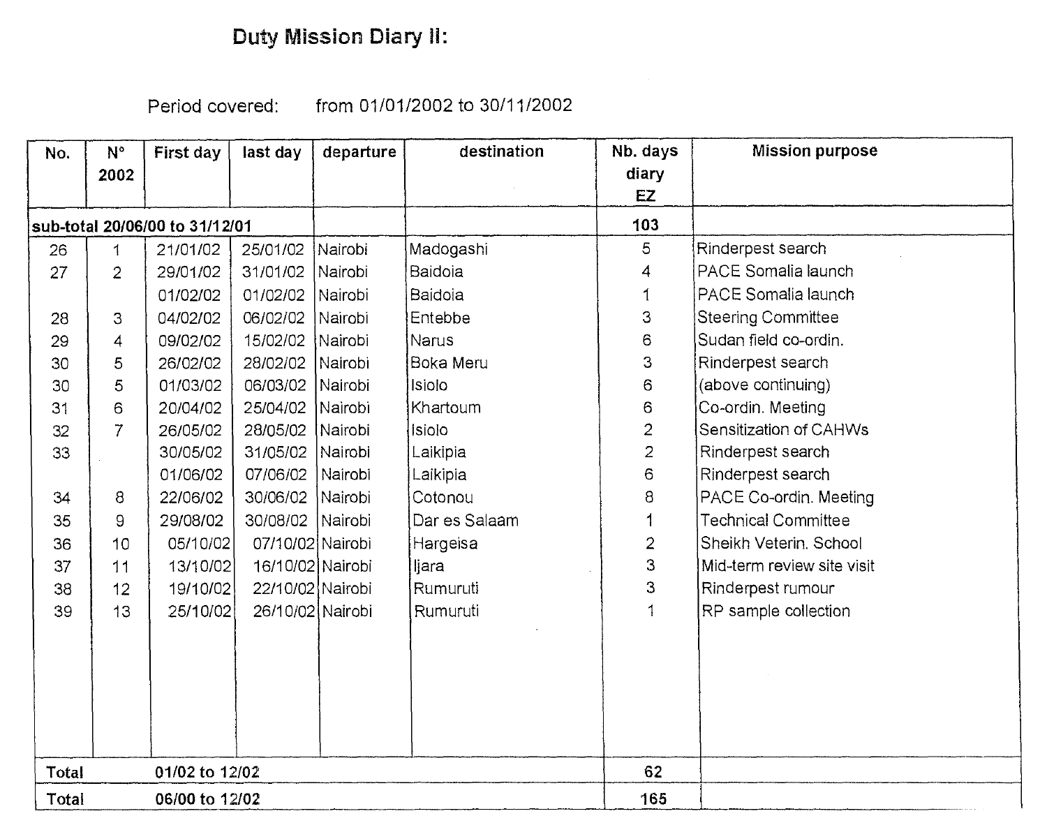# Duty Mission Diary II:

Period covered: from 01/01/2002 to 30/11/2002

| No. | N° 2002 | First day | last day | departure | destination | Nb. days diary EZ | Mission purpose |
|---|---|---|---|---|---|---|---|
| **sub-total 20/06/00 to 31/12/01** | | | | | | **103** | |
| 26 | 1 | 21/01/02 | 25/01/02 | Nairobi | Madogashi | 5 | Rinderpest search |
| 27 | 2 | 29/01/02 | 31/01/02 | Nairobi | Baidoia | 4 | PACE Somalia launch |
| | | 01/02/02 | 01/02/02 | Nairobi | Baidoia | 1 | PACE Somalia launch |
| 28 | 3 | 04/02/02 | 06/02/02 | Nairobi | Entebbe | 3 | Steering Committee |
| 29 | 4 | 09/02/02 | 15/02/02 | Nairobi | Narus | 6 | Sudan field co-ordin. |
| 30 | 5 | 26/02/02 | 28/02/02 | Nairobi | Boka Meru | 3 | Rinderpest search |
| 30 | 5 | 01/03/02 | 06/03/02 | Nairobi | Isiolo | 6 | (above continuing) |
| 31 | 6 | 20/04/02 | 25/04/02 | Nairobi | Khartoum | 6 | Co-ordin. Meeting |
| 32 | 7 | 26/05/02 | 28/05/02 | Nairobi | Isiolo | 2 | Sensitization of CAHWs |
| 33 | | 30/05/02 | 31/05/02 | Nairobi | Laikipia | 2 | Rinderpest search |
| | | 01/06/02 | 07/06/02 | Nairobi | Laikipia | 6 | Rinderpest search |
| 34 | 8 | 22/06/02 | 30/06/02 | Nairobi | Cotonou | 8 | PACE Co-ordin. Meeting |
| 35 | 9 | 29/08/02 | 30/08/02 | Nairobi | Dar es Salaam | 1 | Technical Committee |
| 36 | 10 | 05/10/02 | 07/10/02 | Nairobi | Hargeisa | 2 | Sheikh Veterin. School |
| 37 | 11 | 13/10/02 | 16/10/02 | Nairobi | Ijara | 3 | Mid-term review site visit |
| 38 | 12 | 19/10/02 | 22/10/02 | Nairobi | Rumuruti | 3 | Rinderpest rumour |
| 39 | 13 | 25/10/02 | 26/10/02 | Nairobi | Rumuruti | 1 | RP sample collection |
| **Total** | | **01/02 to 12/02** | | | | **62** | |
| **Total** | | **06/00 to 12/02** | | | | **165** | |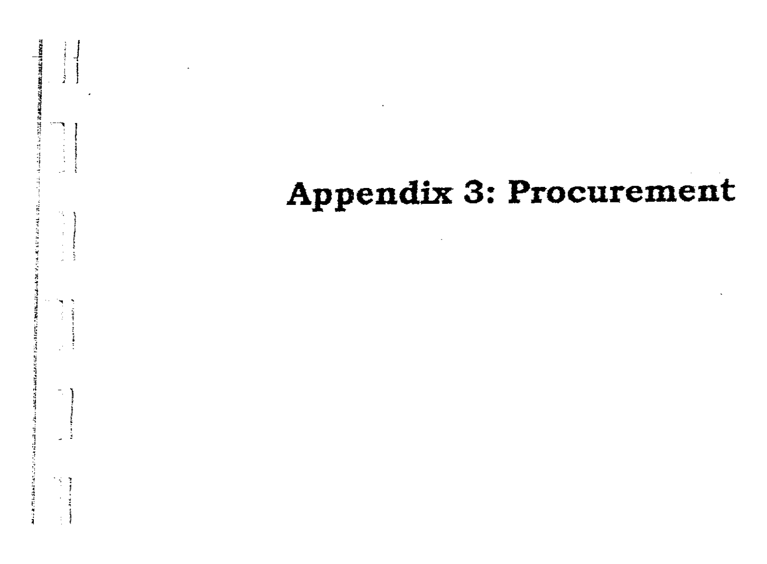# Appendix 3: Procurement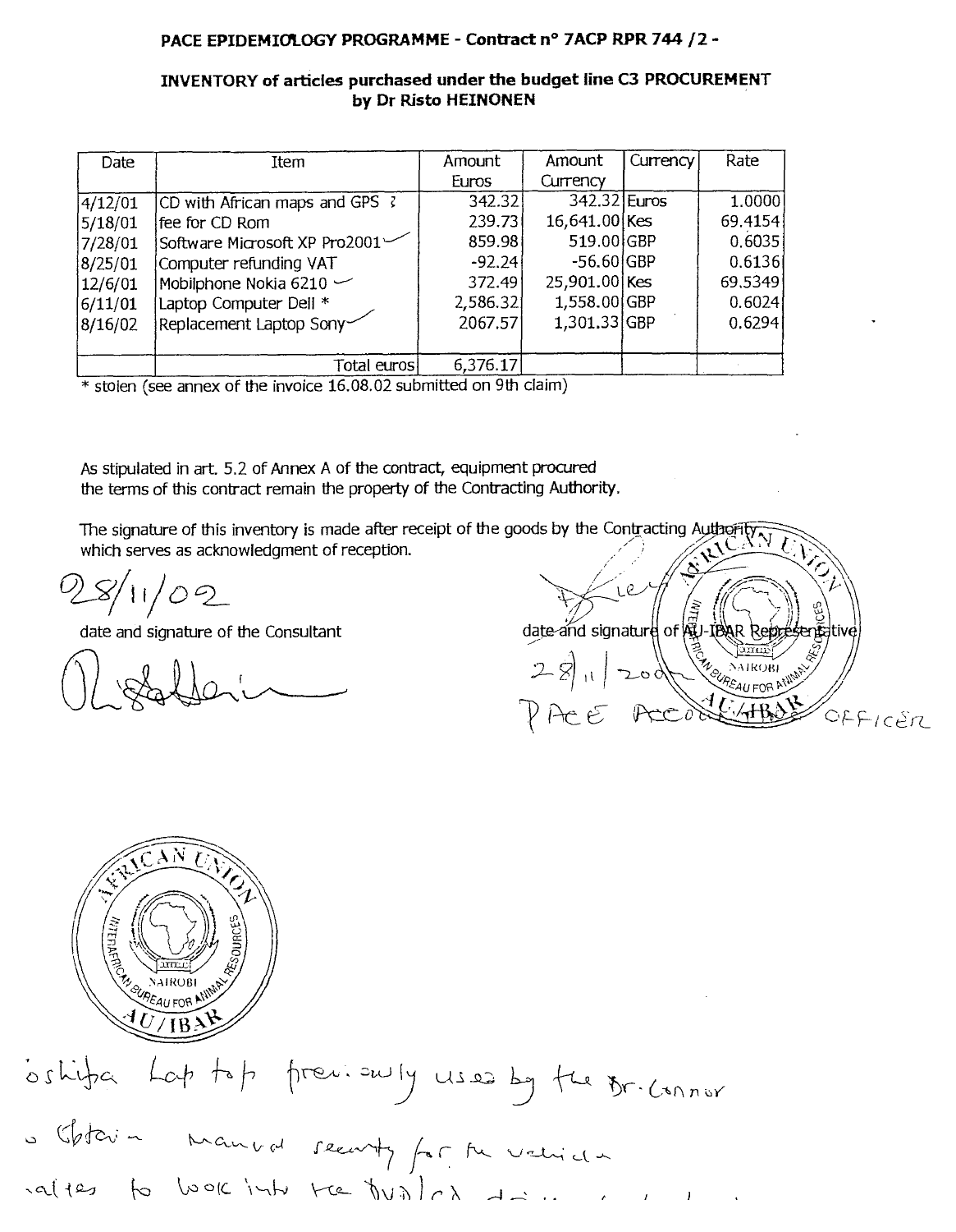**PACE EPIDEMIOLOGY PROGRAMME - Contract n° 7ACP RPR 744 /2 -**

**INVENTORY of articles purchased under the budget line C3 PROCUREMENT by Dr Risto HEINONEN**

| Date | Item | Amount Euros | Amount Currency | Currency | Rate |
|---|---|---|---|---|---|
| 4/12/01 | CD with African maps and GPS ? | 342.32 | 342.32 | Euros | 1.0000 |
| 5/18/01 | fee for CD Rom | 239.73 | 16,641.00 | Kes | 69.4154 |
| 7/28/01 | Software Microsoft XP Pro2001 | 859.98 | 519.00 | GBP | 0.6035 |
| 8/25/01 | Computer refunding VAT | -92.24 | -56.60 | GBP | 0.6136 |
| 12/6/01 | Mobilphone Nokia 6210 | 372.49 | 25,901.00 | Kes | 69.5349 |
| 6/11/01 | Laptop Computer Dell * | 2,586.32 | 1,558.00 | GBP | 0.6024 |
| 8/16/02 | Replacement Laptop Sony | 2067.57 | 1,301.33 | GBP | 0.6294 |
| | Total euros | 6,376.17 | | | |

\* stolen (see annex of the invoice 16.08.02 submitted on 9th claim)

As stipulated in art. 5.2 of Annex A of the contract, equipment procured the terms of this contract remain the property of the Contracting Authority.

The signature of this inventory is made after receipt of the goods by the Contracting Authority which serves as acknowledgment of reception.

28/11/02

date and signature of the Consultant

date and signature of AU-IBAR Representative

28/11/2002

PACE ACCOUNTS OFFICER

AFRICAN UNION — INTERAFRICAN BUREAU FOR ANIMAL RESOURCES — NAIROBI — AU/IBAR

AFRICAN UNION — INTERAFRICAN BUREAU FOR ANIMAL RESOURCES — NAIROBI — AU/IBAR

oshiba Laptop previously used by the Dr. Connor

o Obtain manual security for the vehicle

...alties to look into the ...